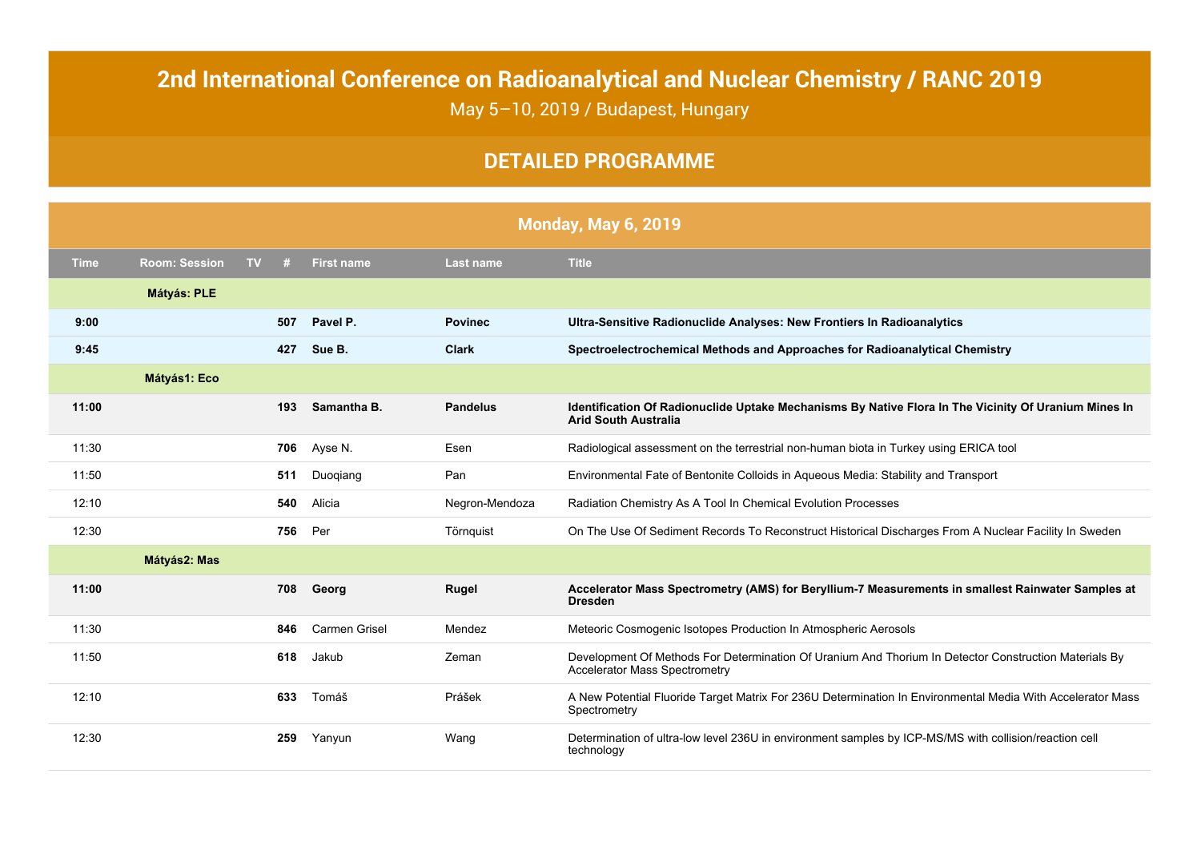# 2nd International Conference on Radioanalytical and Nuclear Chemistry / RANC 2019

May 5–10, 2019 / Budapest, Hungary

## DETAILED PROGRAMME

### Monday, May 6, 2019

| Time | Room: Session | TV | # | First name | Last name | Title |
|---|---|---|---|---|---|---|
| | **Mátyás: PLE** | | | | | |
| **9:00** | | | **507** | **Pavel P.** | **Povinec** | **Ultra-Sensitive Radionuclide Analyses: New Frontiers In Radioanalytics** |
| **9:45** | | | **427** | **Sue B.** | **Clark** | **Spectroelectrochemical Methods and Approaches for Radioanalytical Chemistry** |
| | **Mátyás1: Eco** | | | | | |
| **11:00** | | | **193** | **Samantha B.** | **Pandelus** | **Identification Of Radionuclide Uptake Mechanisms By Native Flora In The Vicinity Of Uranium Mines In Arid South Australia** |
| 11:30 | | | **706** | Ayse N. | Esen | Radiological assessment on the terrestrial non-human biota in Turkey using ERICA tool |
| 11:50 | | | **511** | Duoqiang | Pan | Environmental Fate of Bentonite Colloids in Aqueous Media: Stability and Transport |
| 12:10 | | | **540** | Alicia | Negron-Mendoza | Radiation Chemistry As A Tool In Chemical Evolution Processes |
| 12:30 | | | **756** | Per | Törnquist | On The Use Of Sediment Records To Reconstruct Historical Discharges From A Nuclear Facility In Sweden |
| | **Mátyás2: Mas** | | | | | |
| **11:00** | | | **708** | **Georg** | **Rugel** | **Accelerator Mass Spectrometry (AMS) for Beryllium-7 Measurements in smallest Rainwater Samples at Dresden** |
| 11:30 | | | **846** | Carmen Grisel | Mendez | Meteoric Cosmogenic Isotopes Production In Atmospheric Aerosols |
| 11:50 | | | **618** | Jakub | Zeman | Development Of Methods For Determination Of Uranium And Thorium In Detector Construction Materials By Accelerator Mass Spectrometry |
| 12:10 | | | **633** | Tomáš | Prášek | A New Potential Fluoride Target Matrix For 236U Determination In Environmental Media With Accelerator Mass Spectrometry |
| 12:30 | | | **259** | Yanyun | Wang | Determination of ultra-low level 236U in environment samples by ICP-MS/MS with collision/reaction cell technology |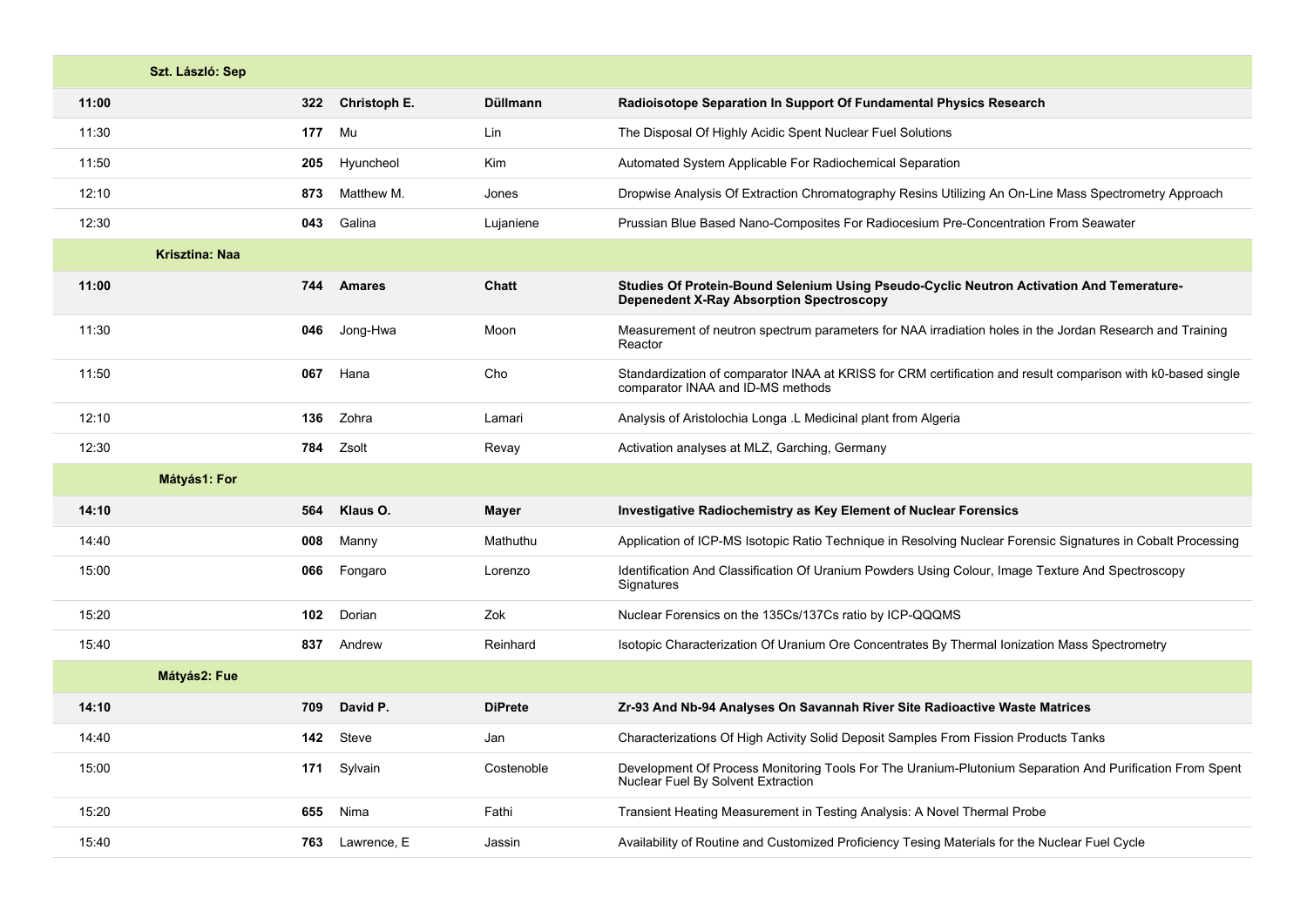| | | | | |
|---|---|---|---|---|
| **Szt. László: Sep** | | | | |
| **11:00** | **322** | **Christoph E.** | **Düllmann** | **Radioisotope Separation In Support Of Fundamental Physics Research** |
| 11:30 | **177** | Mu | Lin | The Disposal Of Highly Acidic Spent Nuclear Fuel Solutions |
| 11:50 | **205** | Hyuncheol | Kim | Automated System Applicable For Radiochemical Separation |
| 12:10 | **873** | Matthew M. | Jones | Dropwise Analysis Of Extraction Chromatography Resins Utilizing An On-Line Mass Spectrometry Approach |
| 12:30 | **043** | Galina | Lujaniene | Prussian Blue Based Nano-Composites For Radiocesium Pre-Concentration From Seawater |
| **Krisztina: Naa** | | | | |
| **11:00** | **744** | **Amares** | **Chatt** | **Studies Of Protein-Bound Selenium Using Pseudo-Cyclic Neutron Activation And Temerature-Depenedent X-Ray Absorption Spectroscopy** |
| 11:30 | **046** | Jong-Hwa | Moon | Measurement of neutron spectrum parameters for NAA irradiation holes in the Jordan Research and Training Reactor |
| 11:50 | **067** | Hana | Cho | Standardization of comparator INAA at KRISS for CRM certification and result comparison with k0-based single comparator INAA and ID-MS methods |
| 12:10 | **136** | Zohra | Lamari | Analysis of Aristolochia Longa .L Medicinal plant from Algeria |
| 12:30 | **784** | Zsolt | Revay | Activation analyses at MLZ, Garching, Germany |
| **Mátyás1: For** | | | | |
| **14:10** | **564** | **Klaus O.** | **Mayer** | **Investigative Radiochemistry as Key Element of Nuclear Forensics** |
| 14:40 | **008** | Manny | Mathuthu | Application of ICP-MS Isotopic Ratio Technique in Resolving Nuclear Forensic Signatures in Cobalt Processing |
| 15:00 | **066** | Fongaro | Lorenzo | Identification And Classification Of Uranium Powders Using Colour, Image Texture And Spectroscopy Signatures |
| 15:20 | **102** | Dorian | Zok | Nuclear Forensics on the 135Cs/137Cs ratio by ICP-QQQMS |
| 15:40 | **837** | Andrew | Reinhard | Isotopic Characterization Of Uranium Ore Concentrates By Thermal Ionization Mass Spectrometry |
| **Mátyás2: Fue** | | | | |
| **14:10** | **709** | **David P.** | **DiPrete** | **Zr-93 And Nb-94 Analyses On Savannah River Site Radioactive Waste Matrices** |
| 14:40 | **142** | Steve | Jan | Characterizations Of High Activity Solid Deposit Samples From Fission Products Tanks |
| 15:00 | **171** | Sylvain | Costenoble | Development Of Process Monitoring Tools For The Uranium-Plutonium Separation And Purification From Spent Nuclear Fuel By Solvent Extraction |
| 15:20 | **655** | Nima | Fathi | Transient Heating Measurement in Testing Analysis: A Novel Thermal Probe |
| 15:40 | **763** | Lawrence, E | Jassin | Availability of Routine and Customized Proficiency Tesing Materials for the Nuclear Fuel Cycle |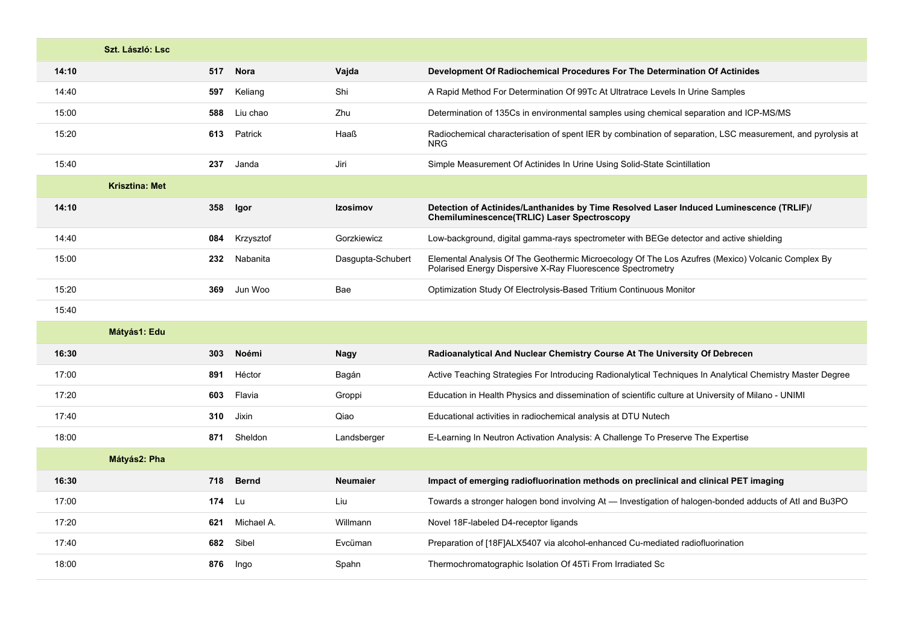| | | | | | |
|---|---|---|---|---|---|
| | **Szt. László: Lsc** | | | | |
| **14:10** | | **517** | **Nora** | **Vajda** | **Development Of Radiochemical Procedures For The Determination Of Actinides** |
| 14:40 | | **597** | Keliang | Shi | A Rapid Method For Determination Of 99Tc At Ultratrace Levels In Urine Samples |
| 15:00 | | **588** | Liu chao | Zhu | Determination of 135Cs in environmental samples using chemical separation and ICP-MS/MS |
| 15:20 | | **613** | Patrick | Haaß | Radiochemical characterisation of spent IER by combination of separation, LSC measurement, and pyrolysis at NRG |
| 15:40 | | **237** | Janda | Jiri | Simple Measurement Of Actinides In Urine Using Solid-State Scintillation |
| | **Krisztina: Met** | | | | |
| **14:10** | | **358** | **Igor** | **Izosimov** | **Detection of Actinides/Lanthanides by Time Resolved Laser Induced Luminescence (TRLIF)/ Chemiluminescence(TRLIC) Laser Spectroscopy** |
| 14:40 | | **084** | Krzysztof | Gorzkiewicz | Low-background, digital gamma-rays spectrometer with BEGe detector and active shielding |
| 15:00 | | **232** | Nabanita | Dasgupta-Schubert | Elemental Analysis Of The Geothermic Microecology Of The Los Azufres (Mexico) Volcanic Complex By Polarised Energy Dispersive X-Ray Fluorescence Spectrometry |
| 15:20 | | **369** | Jun Woo | Bae | Optimization Study Of Electrolysis-Based Tritium Continuous Monitor |
| 15:40 | | | | | |
| | **Mátyás1: Edu** | | | | |
| **16:30** | | **303** | **Noémi** | **Nagy** | **Radioanalytical And Nuclear Chemistry Course At The University Of Debrecen** |
| 17:00 | | **891** | Héctor | Bagán | Active Teaching Strategies For Introducing Radionalytical Techniques In Analytical Chemistry Master Degree |
| 17:20 | | **603** | Flavia | Groppi | Education in Health Physics and dissemination of scientific culture at University of Milano - UNIMI |
| 17:40 | | **310** | Jixin | Qiao | Educational activities in radiochemical analysis at DTU Nutech |
| 18:00 | | **871** | Sheldon | Landsberger | E-Learning In Neutron Activation Analysis: A Challenge To Preserve The Expertise |
| | **Mátyás2: Pha** | | | | |
| **16:30** | | **718** | **Bernd** | **Neumaier** | **Impact of emerging radiofluorination methods on preclinical and clinical PET imaging** |
| 17:00 | | **174** | Lu | Liu | Towards a stronger halogen bond involving At — Investigation of halogen-bonded adducts of AtI and Bu3PO |
| 17:20 | | **621** | Michael A. | Willmann | Novel 18F-labeled D4-receptor ligands |
| 17:40 | | **682** | Sibel | Evcüman | Preparation of [18F]ALX5407 via alcohol-enhanced Cu-mediated radiofluorination |
| 18:00 | | **876** | Ingo | Spahn | Thermochromatographic Isolation Of 45Ti From Irradiated Sc |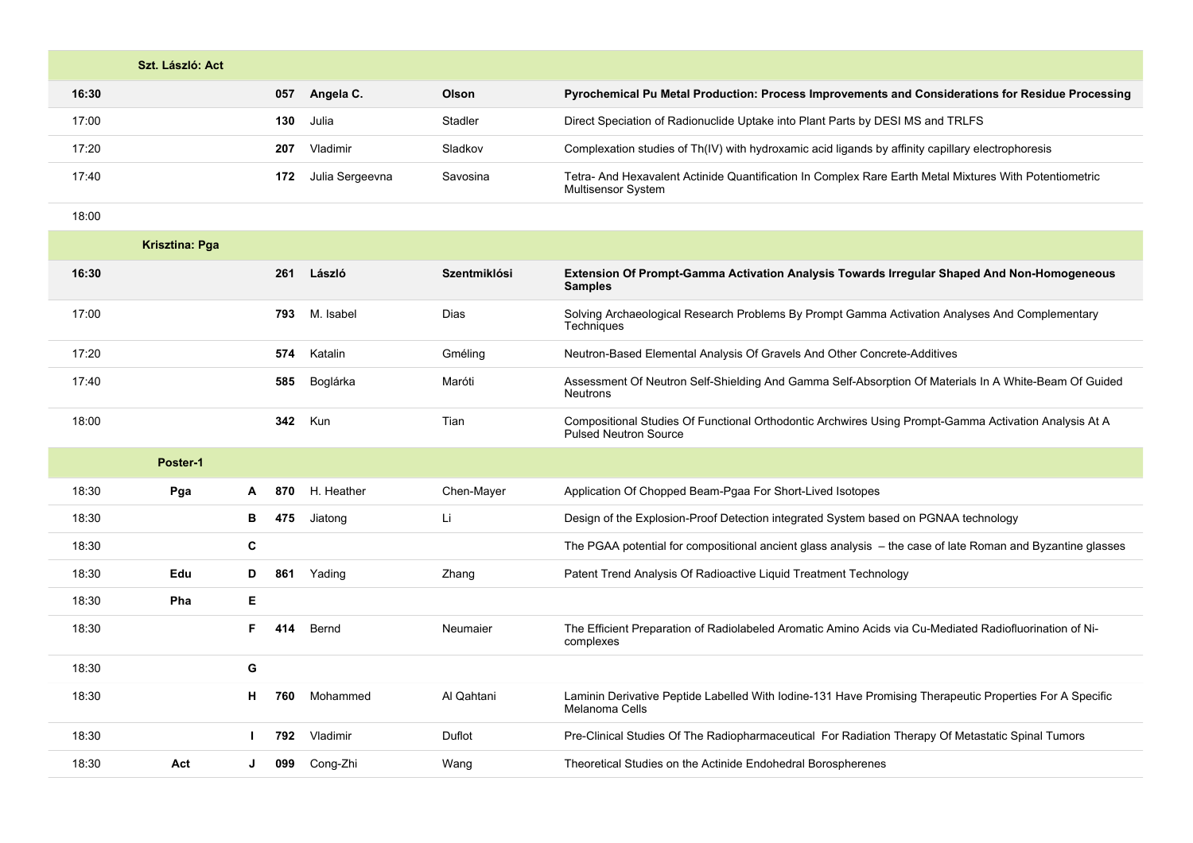| Time | Session | Board | ID | First name | Last name | Title |
| --- | --- | --- | --- | --- | --- | --- |
| | **Szt. László: Act** | | | | | |
| **16:30** | | | **057** | **Angela C.** | **Olson** | **Pyrochemical Pu Metal Production: Process Improvements and Considerations for Residue Processing** |
| 17:00 | | | **130** | Julia | Stadler | Direct Speciation of Radionuclide Uptake into Plant Parts by DESI MS and TRLFS |
| 17:20 | | | **207** | Vladimir | Sladkov | Complexation studies of Th(IV) with hydroxamic acid ligands by affinity capillary electrophoresis |
| 17:40 | | | **172** | Julia Sergeevna | Savosina | Tetra- And Hexavalent Actinide Quantification In Complex Rare Earth Metal Mixtures With Potentiometric Multisensor System |
| 18:00 | | | | | | |
| | **Krisztina: Pga** | | | | | |
| **16:30** | | | **261** | **László** | **Szentmiklósi** | **Extension Of Prompt-Gamma Activation Analysis Towards Irregular Shaped And Non-Homogeneous Samples** |
| 17:00 | | | **793** | M. Isabel | Dias | Solving Archaeological Research Problems By Prompt Gamma Activation Analyses And Complementary Techniques |
| 17:20 | | | **574** | Katalin | Gméling | Neutron-Based Elemental Analysis Of Gravels And Other Concrete-Additives |
| 17:40 | | | **585** | Boglárka | Maróti | Assessment Of Neutron Self-Shielding And Gamma Self-Absorption Of Materials In A White-Beam Of Guided Neutrons |
| 18:00 | | | **342** | Kun | Tian | Compositional Studies Of Functional Orthodontic Archwires Using Prompt-Gamma Activation Analysis At A Pulsed Neutron Source |
| | **Poster-1** | | | | | |
| 18:30 | **Pga** | **A** | **870** | H. Heather | Chen-Mayer | Application Of Chopped Beam-Pgaa For Short-Lived Isotopes |
| 18:30 | | **B** | **475** | Jiatong | Li | Design of the Explosion-Proof Detection integrated System based on PGNAA technology |
| 18:30 | | **C** | | | | The PGAA potential for compositional ancient glass analysis – the case of late Roman and Byzantine glasses |
| 18:30 | **Edu** | **D** | **861** | Yading | Zhang | Patent Trend Analysis Of Radioactive Liquid Treatment Technology |
| 18:30 | **Pha** | **E** | | | | |
| 18:30 | | **F** | **414** | Bernd | Neumaier | The Efficient Preparation of Radiolabeled Aromatic Amino Acids via Cu-Mediated Radiofluorination of Ni-complexes |
| 18:30 | | **G** | | | | |
| 18:30 | | **H** | **760** | Mohammed | Al Qahtani | Laminin Derivative Peptide Labelled With Iodine-131 Have Promising Therapeutic Properties For A Specific Melanoma Cells |
| 18:30 | | **I** | **792** | Vladimir | Duflot | Pre-Clinical Studies Of The Radiopharmaceutical For Radiation Therapy Of Metastatic Spinal Tumors |
| 18:30 | **Act** | **J** | **099** | Cong-Zhi | Wang | Theoretical Studies on the Actinide Endohedral Borospherenes |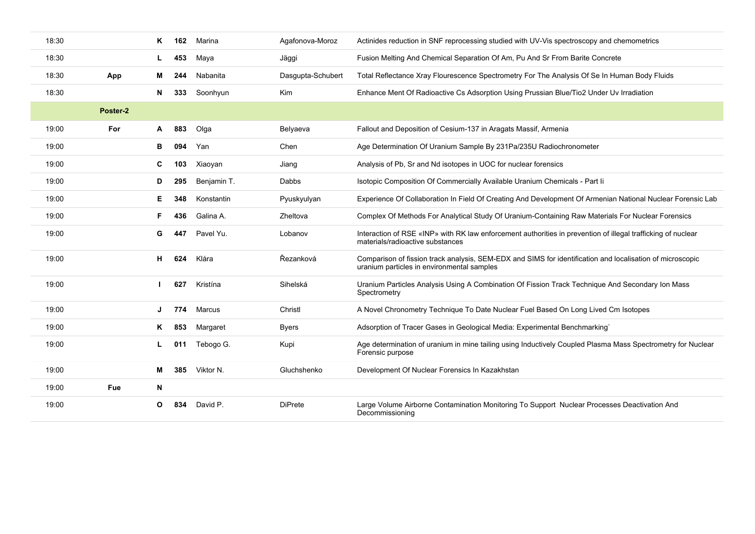| | | | | | | |
|---|---|---|---|---|---|---|
| 18:30 | | **K** | **162** | Marina | Agafonova-Moroz | Actinides reduction in SNF reprocessing studied with UV-Vis spectroscopy and chemometrics |
| 18:30 | | **L** | **453** | Maya | Jäggi | Fusion Melting And Chemical Separation Of Am, Pu And Sr From Barite Concrete |
| 18:30 | **App** | **M** | **244** | Nabanita | Dasgupta-Schubert | Total Reflectance Xray Flourescence Spectrometry For The Analysis Of Se In Human Body Fluids |
| 18:30 | | **N** | **333** | Soonhyun | Kim | Enhance Ment Of Radioactive Cs Adsorption Using Prussian Blue/Tio2 Under Uv Irradiation |
| | **Poster-2** | | | | | |
| 19:00 | **For** | **A** | **883** | Olga | Belyaeva | Fallout and Deposition of Cesium-137 in Aragats Massif, Armenia |
| 19:00 | | **B** | **094** | Yan | Chen | Age Determination Of Uranium Sample By 231Pa/235U Radiochronometer |
| 19:00 | | **C** | **103** | Xiaoyan | Jiang | Analysis of Pb, Sr and Nd isotopes in UOC for nuclear forensics |
| 19:00 | | **D** | **295** | Benjamin T. | Dabbs | Isotopic Composition Of Commercially Available Uranium Chemicals - Part Ii |
| 19:00 | | **E** | **348** | Konstantin | Pyuskyulyan | Experience Of Collaboration In Field Of Creating And Development Of Armenian National Nuclear Forensic Lab |
| 19:00 | | **F** | **436** | Galina A. | Zheltova | Complex Of Methods For Analytical Study Of Uranium-Containing Raw Materials For Nuclear Forensics |
| 19:00 | | **G** | **447** | Pavel Yu. | Lobanov | Interaction of RSE «INP» with RK law enforcement authorities in prevention of illegal trafficking of nuclear materials/radioactive substances |
| 19:00 | | **H** | **624** | Klára | Řezanková | Comparison of fission track analysis, SEM-EDX and SIMS for identification and localisation of microscopic uranium particles in environmental samples |
| 19:00 | | **I** | **627** | Kristína | Sihelská | Uranium Particles Analysis Using A Combination Of Fission Track Technique And Secondary Ion Mass Spectrometry |
| 19:00 | | **J** | **774** | Marcus | Christl | A Novel Chronometry Technique To Date Nuclear Fuel Based On Long Lived Cm Isotopes |
| 19:00 | | **K** | **853** | Margaret | Byers | Adsorption of Tracer Gases in Geological Media: Experimental Benchmarking` |
| 19:00 | | **L** | **011** | Tebogo G. | Kupi | Age determination of uranium in mine tailing using Inductively Coupled Plasma Mass Spectrometry for Nuclear Forensic purpose |
| 19:00 | | **M** | **385** | Viktor N. | Gluchshenko | Development Of Nuclear Forensics In Kazakhstan |
| 19:00 | **Fue** | **N** | | | | |
| 19:00 | | **O** | **834** | David P. | DiPrete | Large Volume Airborne Contamination Monitoring To Support Nuclear Processes Deactivation And Decommissioning |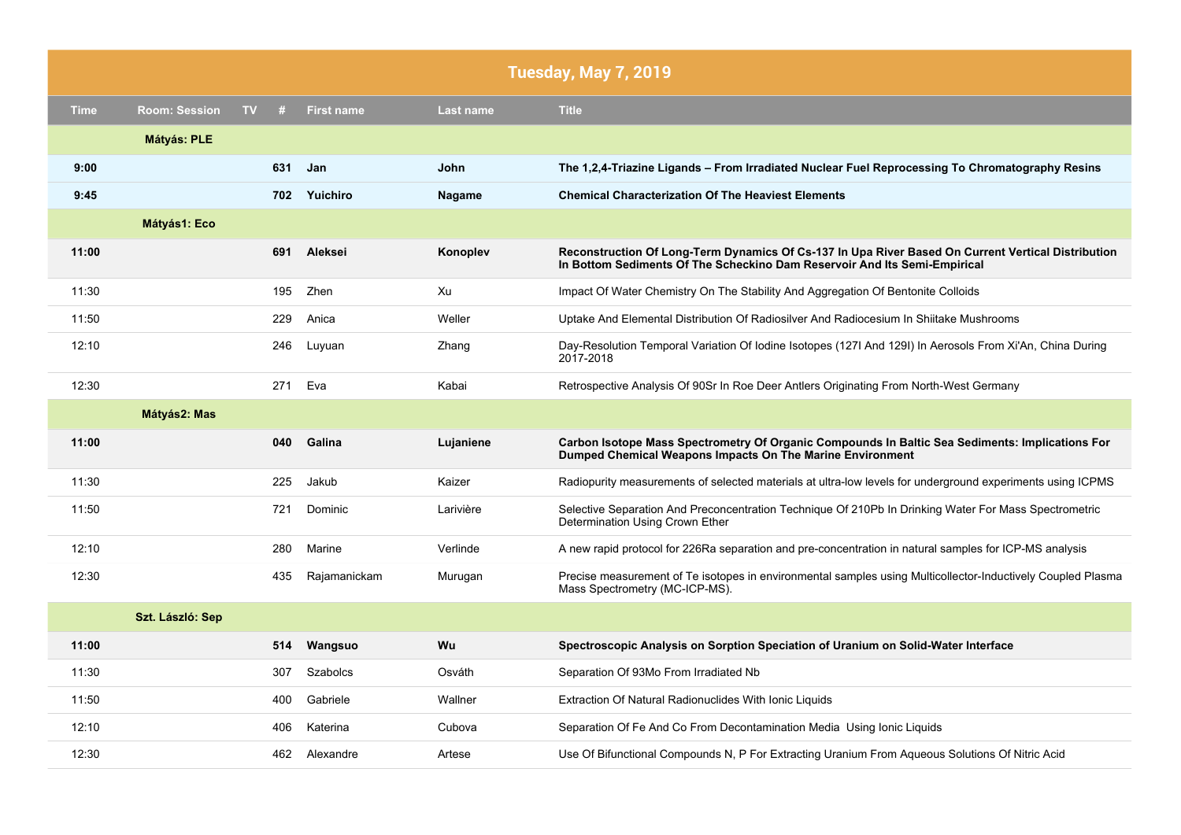| Tuesday, May 7, 2019 | | | | | | |
|---|---|---|---|---|---|---|
| **Time** | **Room: Session** | **TV** | **#** | **First name** | **Last name** | **Title** |
| | **Mátyás: PLE** | | | | | |
| **9:00** | | | **631** | **Jan** | **John** | **The 1,2,4-Triazine Ligands – From Irradiated Nuclear Fuel Reprocessing To Chromatography Resins** |
| **9:45** | | | **702** | **Yuichiro** | **Nagame** | **Chemical Characterization Of The Heaviest Elements** |
| | **Mátyás1: Eco** | | | | | |
| **11:00** | | | **691** | **Aleksei** | **Konoplev** | **Reconstruction Of Long-Term Dynamics Of Cs-137 In Upa River Based On Current Vertical Distribution In Bottom Sediments Of The Scheckino Dam Reservoir And Its Semi-Empirical** |
| 11:30 | | | 195 | Zhen | Xu | Impact Of Water Chemistry On The Stability And Aggregation Of Bentonite Colloids |
| 11:50 | | | 229 | Anica | Weller | Uptake And Elemental Distribution Of Radiosilver And Radiocesium In Shiitake Mushrooms |
| 12:10 | | | 246 | Luyuan | Zhang | Day-Resolution Temporal Variation Of Iodine Isotopes (127I And 129I) In Aerosols From Xi'An, China During 2017-2018 |
| 12:30 | | | 271 | Eva | Kabai | Retrospective Analysis Of 90Sr In Roe Deer Antlers Originating From North-West Germany |
| | **Mátyás2: Mas** | | | | | |
| **11:00** | | | **040** | **Galina** | **Lujaniene** | **Carbon Isotope Mass Spectrometry Of Organic Compounds In Baltic Sea Sediments: Implications For Dumped Chemical Weapons Impacts On The Marine Environment** |
| 11:30 | | | 225 | Jakub | Kaizer | Radiopurity measurements of selected materials at ultra-low levels for underground experiments using ICPMS |
| 11:50 | | | 721 | Dominic | Larivière | Selective Separation And Preconcentration Technique Of 210Pb In Drinking Water For Mass Spectrometric Determination Using Crown Ether |
| 12:10 | | | 280 | Marine | Verlinde | A new rapid protocol for 226Ra separation and pre-concentration in natural samples for ICP-MS analysis |
| 12:30 | | | 435 | Rajamanickam | Murugan | Precise measurement of Te isotopes in environmental samples using Multicollector-Inductively Coupled Plasma Mass Spectrometry (MC-ICP-MS). |
| | **Szt. László: Sep** | | | | | |
| **11:00** | | | **514** | **Wangsuo** | **Wu** | **Spectroscopic Analysis on Sorption Speciation of Uranium on Solid-Water Interface** |
| 11:30 | | | 307 | Szabolcs | Osváth | Separation Of 93Mo From Irradiated Nb |
| 11:50 | | | 400 | Gabriele | Wallner | Extraction Of Natural Radionuclides With Ionic Liquids |
| 12:10 | | | 406 | Katerina | Cubova | Separation Of Fe And Co From Decontamination Media Using Ionic Liquids |
| 12:30 | | | 462 | Alexandre | Artese | Use Of Bifunctional Compounds N, P For Extracting Uranium From Aqueous Solutions Of Nitric Acid |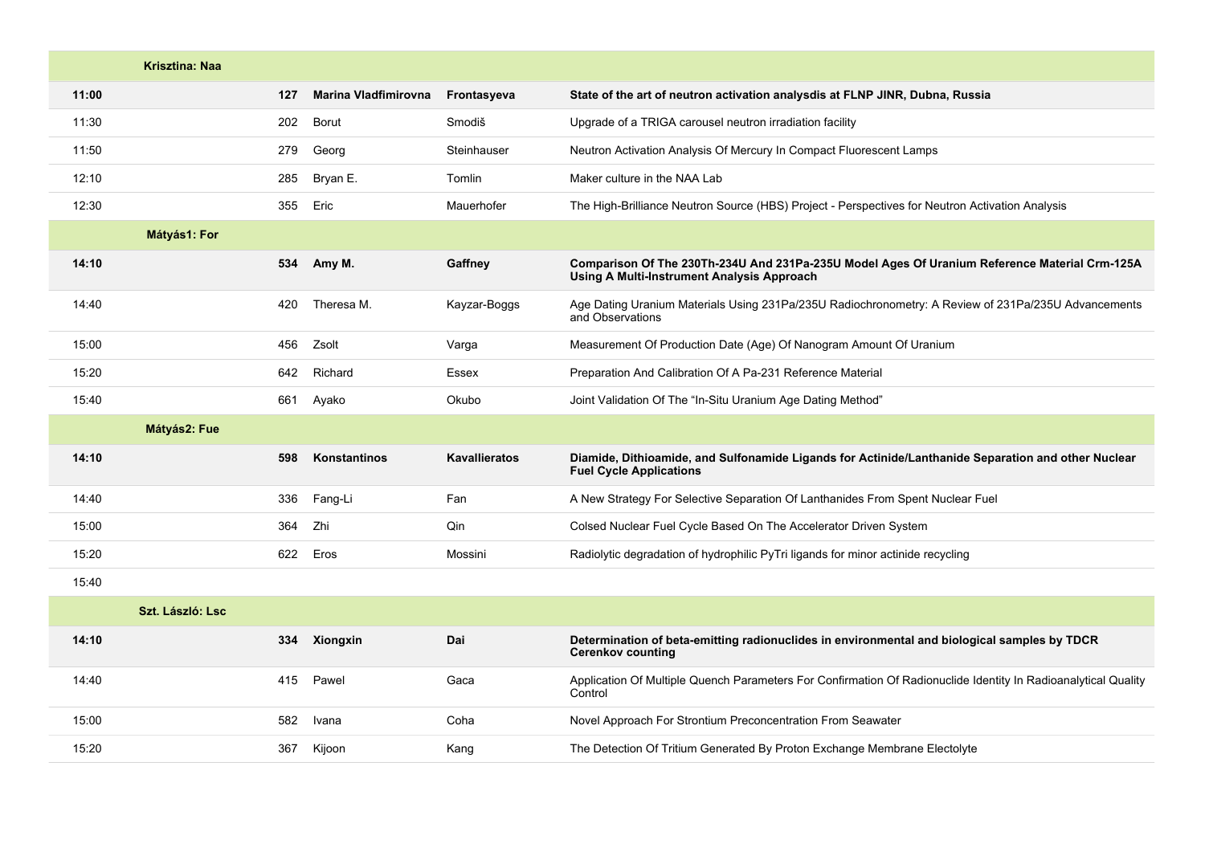| | Session | | | | |
|---|---|---|---|---|---|
| | **Krisztina: Naa** | | | | |
| **11:00** | | **127** | **Marina Vladfimirovna** | **Frontasyeva** | **State of the art of neutron activation analysdis at FLNP JINR, Dubna, Russia** |
| 11:30 | | 202 | Borut | Smodiš | Upgrade of a TRIGA carousel neutron irradiation facility |
| 11:50 | | 279 | Georg | Steinhauser | Neutron Activation Analysis Of Mercury In Compact Fluorescent Lamps |
| 12:10 | | 285 | Bryan E. | Tomlin | Maker culture in the NAA Lab |
| 12:30 | | 355 | Eric | Mauerhofer | The High-Brilliance Neutron Source (HBS) Project - Perspectives for Neutron Activation Analysis |
| | **Mátyás1: For** | | | | |
| **14:10** | | **534** | **Amy M.** | **Gaffney** | **Comparison Of The 230Th-234U And 231Pa-235U Model Ages Of Uranium Reference Material Crm-125A Using A Multi-Instrument Analysis Approach** |
| 14:40 | | 420 | Theresa M. | Kayzar-Boggs | Age Dating Uranium Materials Using 231Pa/235U Radiochronometry: A Review of 231Pa/235U Advancements and Observations |
| 15:00 | | 456 | Zsolt | Varga | Measurement Of Production Date (Age) Of Nanogram Amount Of Uranium |
| 15:20 | | 642 | Richard | Essex | Preparation And Calibration Of A Pa-231 Reference Material |
| 15:40 | | 661 | Ayako | Okubo | Joint Validation Of The “In-Situ Uranium Age Dating Method” |
| | **Mátyás2: Fue** | | | | |
| **14:10** | | **598** | **Konstantinos** | **Kavallieratos** | **Diamide, Dithioamide, and Sulfonamide Ligands for Actinide/Lanthanide Separation and other Nuclear Fuel Cycle Applications** |
| 14:40 | | 336 | Fang-Li | Fan | A New Strategy For Selective Separation Of Lanthanides From Spent Nuclear Fuel |
| 15:00 | | 364 | Zhi | Qin | Colsed Nuclear Fuel Cycle Based On The Accelerator Driven System |
| 15:20 | | 622 | Eros | Mossini | Radiolytic degradation of hydrophilic PyTri ligands for minor actinide recycling |
| 15:40 | | | | | |
| | **Szt. László: Lsc** | | | | |
| **14:10** | | **334** | **Xiongxin** | **Dai** | **Determination of beta-emitting radionuclides in environmental and biological samples by TDCR Cerenkov counting** |
| 14:40 | | 415 | Pawel | Gaca | Application Of Multiple Quench Parameters For Confirmation Of Radionuclide Identity In Radioanalytical Quality Control |
| 15:00 | | 582 | Ivana | Coha | Novel Approach For Strontium Preconcentration From Seawater |
| 15:20 | | 367 | Kijoon | Kang | The Detection Of Tritium Generated By Proton Exchange Membrane Electolyte |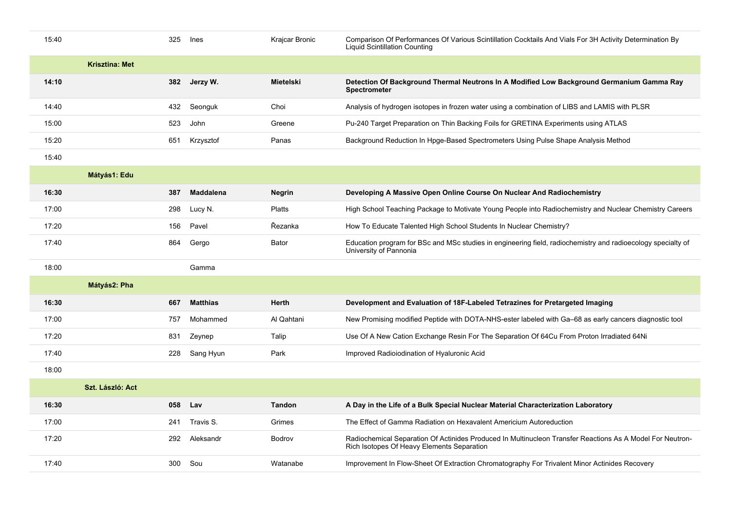| | | | | | |
|---|---|---|---|---|---|
| 15:40 | | 325 | Ines | Krajcar Bronic | Comparison Of Performances Of Various Scintillation Cocktails And Vials For 3H Activity Determination By Liquid Scintillation Counting |
| | **Krisztina: Met** | | | | |
| **14:10** | | **382** | **Jerzy W.** | **Mietelski** | **Detection Of Background Thermal Neutrons In A Modified Low Background Germanium Gamma Ray Spectrometer** |
| 14:40 | | 432 | Seonguk | Choi | Analysis of hydrogen isotopes in frozen water using a combination of LIBS and LAMIS with PLSR |
| 15:00 | | 523 | John | Greene | Pu-240 Target Preparation on Thin Backing Foils for GRETINA Experiments using ATLAS |
| 15:20 | | 651 | Krzysztof | Panas | Background Reduction In Hpge-Based Spectrometers Using Pulse Shape Analysis Method |
| 15:40 | | | | | |
| | **Mátyás1: Edu** | | | | |
| **16:30** | | **387** | **Maddalena** | **Negrin** | **Developing A Massive Open Online Course On Nuclear And Radiochemistry** |
| 17:00 | | 298 | Lucy N. | Platts | High School Teaching Package to Motivate Young People into Radiochemistry and Nuclear Chemistry Careers |
| 17:20 | | 156 | Pavel | Řezanka | How To Educate Talented High School Students In Nuclear Chemistry? |
| 17:40 | | 864 | Gergo | Bator | Education program for BSc and MSc studies in engineering field, radiochemistry and radioecology specialty of University of Pannonia |
| 18:00 | | | Gamma | | |
| | **Mátyás2: Pha** | | | | |
| **16:30** | | **667** | **Matthias** | **Herth** | **Development and Evaluation of 18F-Labeled Tetrazines for Pretargeted Imaging** |
| 17:00 | | 757 | Mohammed | Al Qahtani | New Promising modified Peptide with DOTA-NHS-ester labeled with Ga–68 as early cancers diagnostic tool |
| 17:20 | | 831 | Zeynep | Talip | Use Of A New Cation Exchange Resin For The Separation Of 64Cu From Proton Irradiated 64Ni |
| 17:40 | | 228 | Sang Hyun | Park | Improved Radioiodination of Hyaluronic Acid |
| 18:00 | | | | | |
| | **Szt. László: Act** | | | | |
| **16:30** | | **058** | **Lav** | **Tandon** | **A Day in the Life of a Bulk Special Nuclear Material Characterization Laboratory** |
| 17:00 | | 241 | Travis S. | Grimes | The Effect of Gamma Radiation on Hexavalent Americium Autoreduction |
| 17:20 | | 292 | Aleksandr | Bodrov | Radiochemical Separation Of Actinides Produced In Multinucleon Transfer Reactions As A Model For Neutron-Rich Isotopes Of Heavy Elements Separation |
| 17:40 | | 300 | Sou | Watanabe | Improvement In Flow-Sheet Of Extraction Chromatography For Trivalent Minor Actinides Recovery |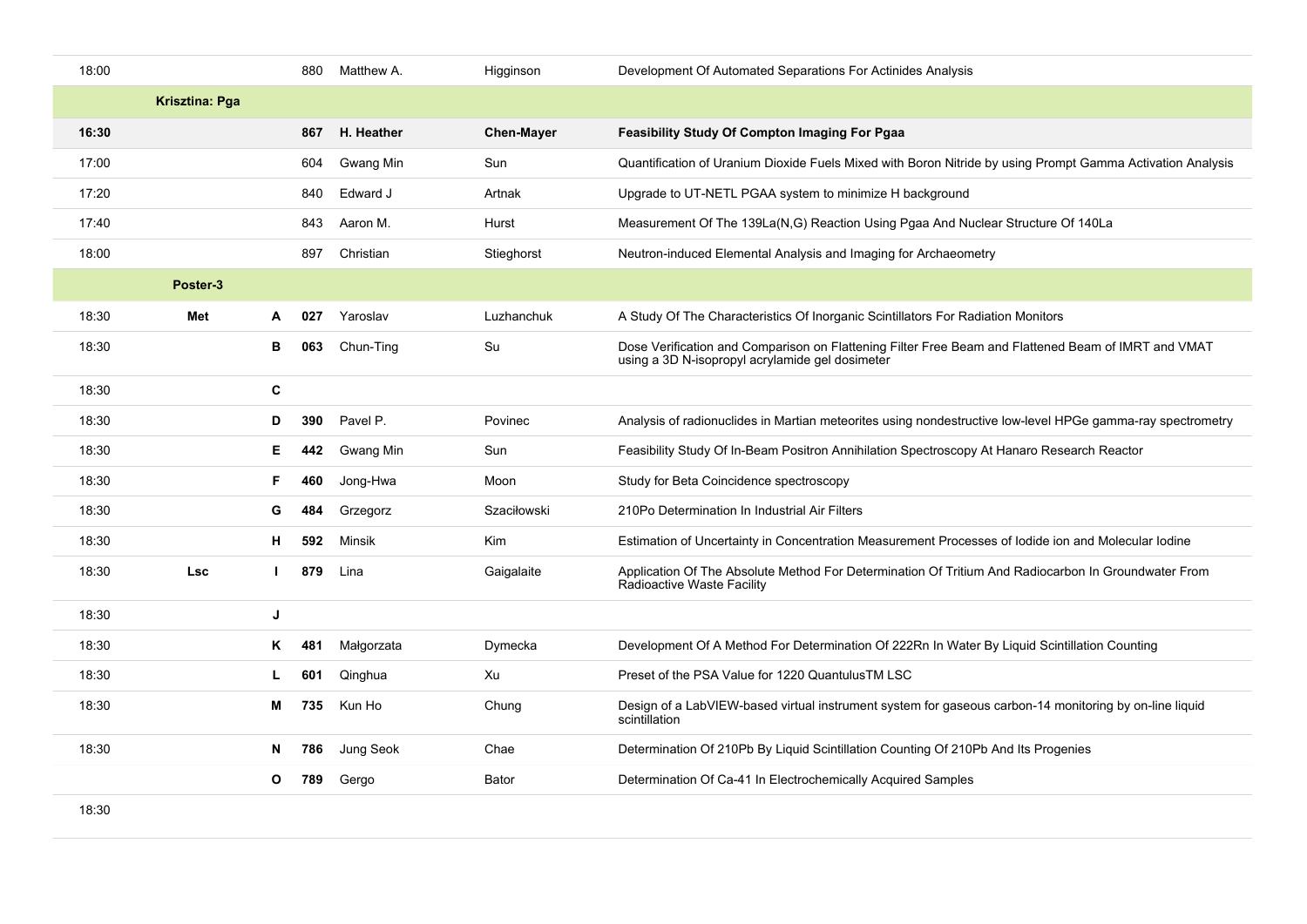| | | | | | | |
|---|---|---|---|---|---|---|
| 18:00 | | | 880 | Matthew A. | Higginson | Development Of Automated Separations For Actinides Analysis |
| | **Krisztina: Pga** | | | | | |
| **16:30** | | | **867** | **H. Heather** | **Chen-Mayer** | **Feasibility Study Of Compton Imaging For Pgaa** |
| 17:00 | | | 604 | Gwang Min | Sun | Quantification of Uranium Dioxide Fuels Mixed with Boron Nitride by using Prompt Gamma Activation Analysis |
| 17:20 | | | 840 | Edward J | Artnak | Upgrade to UT-NETL PGAA system to minimize H background |
| 17:40 | | | 843 | Aaron M. | Hurst | Measurement Of The 139La(N,G) Reaction Using Pgaa And Nuclear Structure Of 140La |
| 18:00 | | | 897 | Christian | Stieghorst | Neutron-induced Elemental Analysis and Imaging for Archaeometry |
| | **Poster-3** | | | | | |
| 18:30 | **Met** | **A** | **027** | Yaroslav | Luzhanchuk | A Study Of The Characteristics Of Inorganic Scintillators For Radiation Monitors |
| 18:30 | | **B** | **063** | Chun-Ting | Su | Dose Verification and Comparison on Flattening Filter Free Beam and Flattened Beam of IMRT and VMAT using a 3D N-isopropyl acrylamide gel dosimeter |
| 18:30 | | **C** | | | | |
| 18:30 | | **D** | **390** | Pavel P. | Povinec | Analysis of radionuclides in Martian meteorites using nondestructive low-level HPGe gamma-ray spectrometry |
| 18:30 | | **E** | **442** | Gwang Min | Sun | Feasibility Study Of In-Beam Positron Annihilation Spectroscopy At Hanaro Research Reactor |
| 18:30 | | **F** | **460** | Jong-Hwa | Moon | Study for Beta Coincidence spectroscopy |
| 18:30 | | **G** | **484** | Grzegorz | Szaciłowski | 210Po Determination In Industrial Air Filters |
| 18:30 | | **H** | **592** | Minsik | Kim | Estimation of Uncertainty in Concentration Measurement Processes of Iodide ion and Molecular Iodine |
| 18:30 | **Lsc** | **I** | **879** | Lina | Gaigalaite | Application Of The Absolute Method For Determination Of Tritium And Radiocarbon In Groundwater From Radioactive Waste Facility |
| 18:30 | | **J** | | | | |
| 18:30 | | **K** | **481** | Małgorzata | Dymecka | Development Of A Method For Determination Of 222Rn In Water By Liquid Scintillation Counting |
| 18:30 | | **L** | **601** | Qinghua | Xu | Preset of the PSA Value for 1220 QuantulusTM LSC |
| 18:30 | | **M** | **735** | Kun Ho | Chung | Design of a LabVIEW-based virtual instrument system for gaseous carbon-14 monitoring by on-line liquid scintillation |
| 18:30 | | **N** | **786** | Jung Seok | Chae | Determination Of 210Pb By Liquid Scintillation Counting Of 210Pb And Its Progenies |
| | | **O** | **789** | Gergo | Bator | Determination Of Ca-41 In Electrochemically Acquired Samples |
| 18:30 | | | | | | |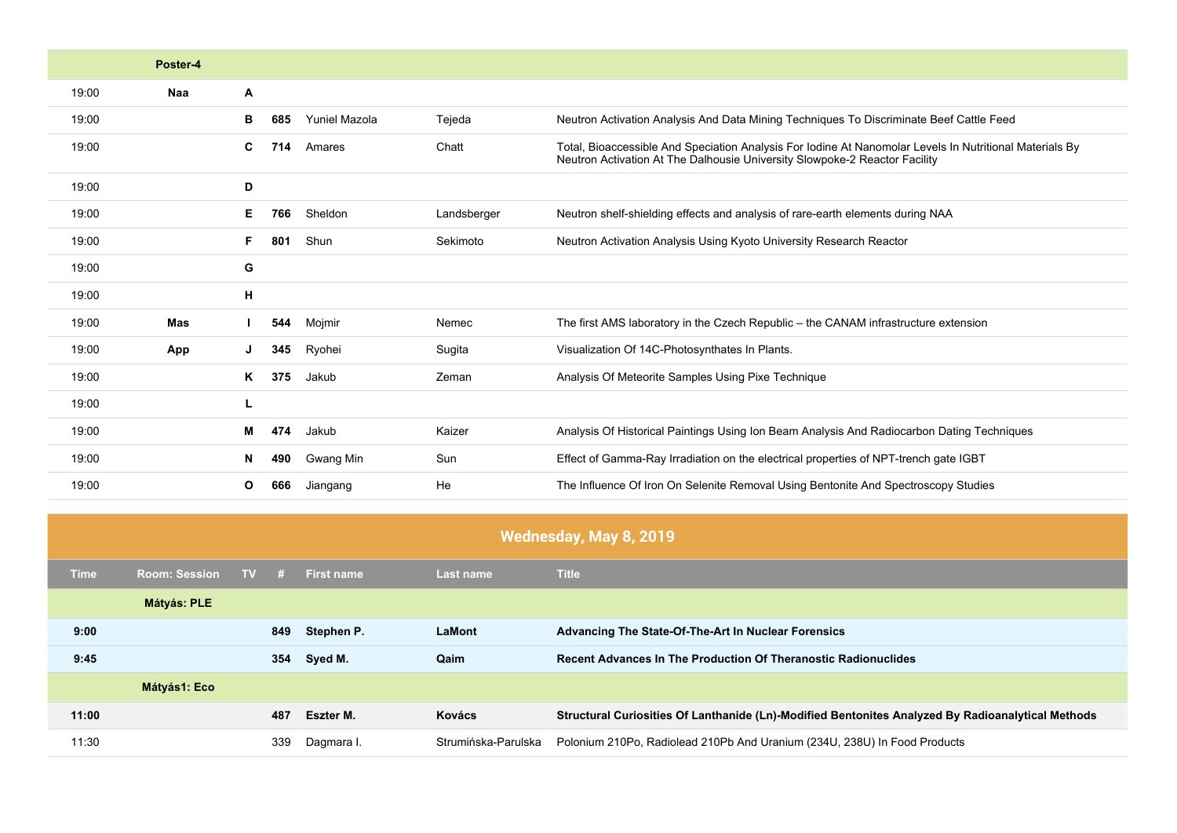| Time | Room: Session | TV | # | First name | Last name | Title |
|---|---|---|---|---|---|---|
| | **Poster-4** | | | | | |
| 19:00 | **Naa** | **A** | | | | |
| 19:00 | | **B** | **685** | Yuniel Mazola | Tejeda | Neutron Activation Analysis And Data Mining Techniques To Discriminate Beef Cattle Feed |
| 19:00 | | **C** | **714** | Amares | Chatt | Total, Bioaccessible And Speciation Analysis For Iodine At Nanomolar Levels In Nutritional Materials By Neutron Activation At The Dalhousie University Slowpoke-2 Reactor Facility |
| 19:00 | | **D** | | | | |
| 19:00 | | **E** | **766** | Sheldon | Landsberger | Neutron shelf-shielding effects and analysis of rare-earth elements during NAA |
| 19:00 | | **F** | **801** | Shun | Sekimoto | Neutron Activation Analysis Using Kyoto University Research Reactor |
| 19:00 | | **G** | | | | |
| 19:00 | | **H** | | | | |
| 19:00 | **Mas** | **I** | **544** | Mojmir | Nemec | The first AMS laboratory in the Czech Republic – the CANAM infrastructure extension |
| 19:00 | **App** | **J** | **345** | Ryohei | Sugita | Visualization Of 14C-Photosynthates In Plants. |
| 19:00 | | **K** | **375** | Jakub | Zeman | Analysis Of Meteorite Samples Using Pixe Technique |
| 19:00 | | **L** | | | | |
| 19:00 | | **M** | **474** | Jakub | Kaizer | Analysis Of Historical Paintings Using Ion Beam Analysis And Radiocarbon Dating Techniques |
| 19:00 | | **N** | **490** | Gwang Min | Sun | Effect of Gamma-Ray Irradiation on the electrical properties of NPT-trench gate IGBT |
| 19:00 | | **O** | **666** | Jiangang | He | The Influence Of Iron On Selenite Removal Using Bentonite And Spectroscopy Studies |

## Wednesday, May 8, 2019

| Time | Room: Session | TV | # | First name | Last name | Title |
|---|---|---|---|---|---|---|
| | **Mátyás: PLE** | | | | | |
| **9:00** | | | **849** | **Stephen P.** | **LaMont** | **Advancing The State-Of-The-Art In Nuclear Forensics** |
| **9:45** | | | **354** | **Syed M.** | **Qaim** | **Recent Advances In The Production Of Theranostic Radionuclides** |
| | **Mátyás1: Eco** | | | | | |
| **11:00** | | | **487** | **Eszter M.** | **Kovács** | **Structural Curiosities Of Lanthanide (Ln)-Modified Bentonites Analyzed By Radioanalytical Methods** |
| 11:30 | | | 339 | Dagmara I. | Strumińska-Parulska | Polonium 210Po, Radiolead 210Pb And Uranium (234U, 238U) In Food Products |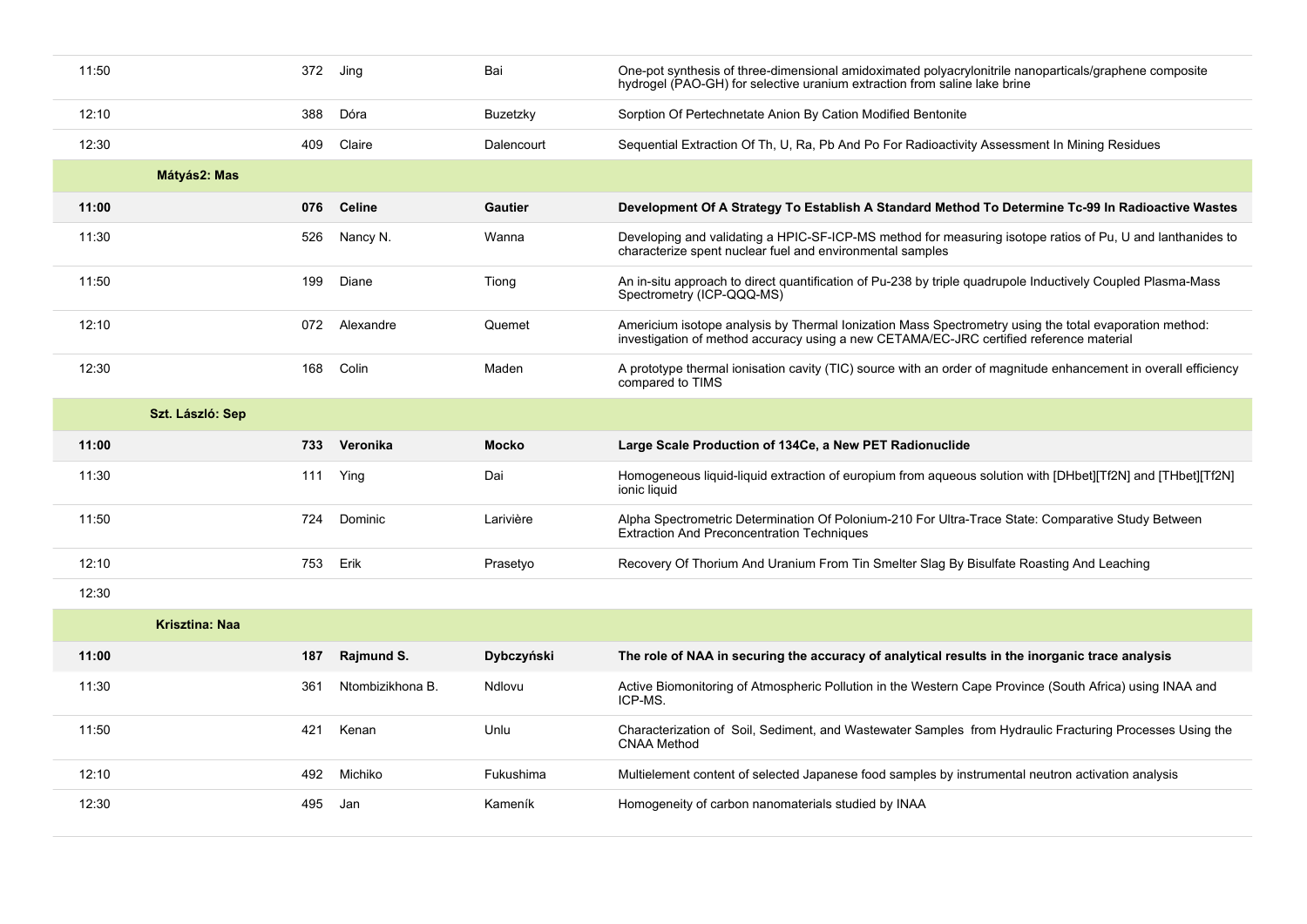| Time | Session | ID | First name | Last name | Title |
|---|---|---|---|---|---|
| 11:50 | | 372 | Jing | Bai | One-pot synthesis of three-dimensional amidoximated polyacrylonitrile nanoparticals/graphene composite hydrogel (PAO-GH) for selective uranium extraction from saline lake brine |
| 12:10 | | 388 | Dóra | Buzetzky | Sorption Of Pertechnetate Anion By Cation Modified Bentonite |
| 12:30 | | 409 | Claire | Dalencourt | Sequential Extraction Of Th, U, Ra, Pb And Po For Radioactivity Assessment In Mining Residues |
| | **Mátyás2: Mas** | | | | |
| **11:00** | | **076** | **Celine** | **Gautier** | **Development Of A Strategy To Establish A Standard Method To Determine Tc-99 In Radioactive Wastes** |
| 11:30 | | 526 | Nancy N. | Wanna | Developing and validating a HPIC-SF-ICP-MS method for measuring isotope ratios of Pu, U and lanthanides to characterize spent nuclear fuel and environmental samples |
| 11:50 | | 199 | Diane | Tiong | An in-situ approach to direct quantification of Pu-238 by triple quadrupole Inductively Coupled Plasma-Mass Spectrometry (ICP-QQQ-MS) |
| 12:10 | | 072 | Alexandre | Quemet | Americium isotope analysis by Thermal Ionization Mass Spectrometry using the total evaporation method: investigation of method accuracy using a new CETAMA/EC-JRC certified reference material |
| 12:30 | | 168 | Colin | Maden | A prototype thermal ionisation cavity (TIC) source with an order of magnitude enhancement in overall efficiency compared to TIMS |
| | **Szt. László: Sep** | | | | |
| **11:00** | | **733** | **Veronika** | **Mocko** | **Large Scale Production of 134Ce, a New PET Radionuclide** |
| 11:30 | | 111 | Ying | Dai | Homogeneous liquid-liquid extraction of europium from aqueous solution with [DHbet][Tf2N] and [THbet][Tf2N] ionic liquid |
| 11:50 | | 724 | Dominic | Larivière | Alpha Spectrometric Determination Of Polonium-210 For Ultra-Trace State: Comparative Study Between Extraction And Preconcentration Techniques |
| 12:10 | | 753 | Erik | Prasetyo | Recovery Of Thorium And Uranium From Tin Smelter Slag By Bisulfate Roasting And Leaching |
| 12:30 | | | | | |
| | **Krisztina: Naa** | | | | |
| **11:00** | | **187** | **Rajmund S.** | **Dybczyński** | **The role of NAA in securing the accuracy of analytical results in the inorganic trace analysis** |
| 11:30 | | 361 | Ntombizikhona B. | Ndlovu | Active Biomonitoring of Atmospheric Pollution in the Western Cape Province (South Africa) using INAA and ICP-MS. |
| 11:50 | | 421 | Kenan | Unlu | Characterization of Soil, Sediment, and Wastewater Samples from Hydraulic Fracturing Processes Using the CNAA Method |
| 12:10 | | 492 | Michiko | Fukushima | Multielement content of selected Japanese food samples by instrumental neutron activation analysis |
| 12:30 | | 495 | Jan | Kameník | Homogeneity of carbon nanomaterials studied by INAA |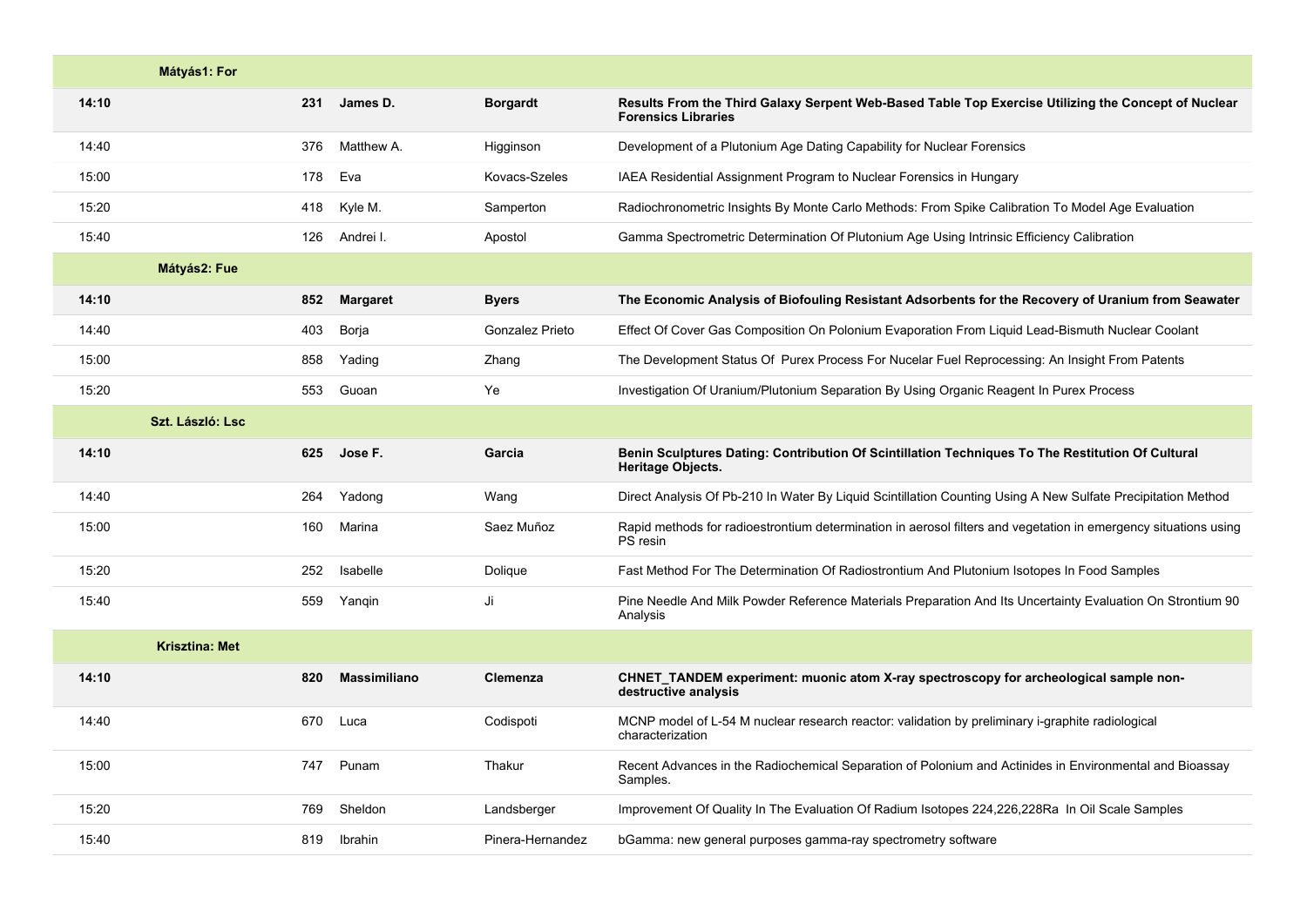| | Mátyás1: For | | | | |
|---|---|---|---|---|---|
| **14:10** | | **231** | **James D.** | **Borgardt** | **Results From the Third Galaxy Serpent Web-Based Table Top Exercise Utilizing the Concept of Nuclear Forensics Libraries** |
| 14:40 | | 376 | Matthew A. | Higginson | Development of a Plutonium Age Dating Capability for Nuclear Forensics |
| 15:00 | | 178 | Eva | Kovacs-Szeles | IAEA Residential Assignment Program to Nuclear Forensics in Hungary |
| 15:20 | | 418 | Kyle M. | Samperton | Radiochronometric Insights By Monte Carlo Methods: From Spike Calibration To Model Age Evaluation |
| 15:40 | | 126 | Andrei I. | Apostol | Gamma Spectrometric Determination Of Plutonium Age Using Intrinsic Efficiency Calibration |
| | **Mátyás2: Fue** | | | | |
| **14:10** | | **852** | **Margaret** | **Byers** | **The Economic Analysis of Biofouling Resistant Adsorbents for the Recovery of Uranium from Seawater** |
| 14:40 | | 403 | Borja | Gonzalez Prieto | Effect Of Cover Gas Composition On Polonium Evaporation From Liquid Lead-Bismuth Nuclear Coolant |
| 15:00 | | 858 | Yading | Zhang | The Development Status Of  Purex Process For Nucelar Fuel Reprocessing: An Insight From Patents |
| 15:20 | | 553 | Guoan | Ye | Investigation Of Uranium/Plutonium Separation By Using Organic Reagent In Purex Process |
| | **Szt. László: Lsc** | | | | |
| **14:10** | | **625** | **Jose F.** | **Garcia** | **Benin Sculptures Dating: Contribution Of Scintillation Techniques To The Restitution Of Cultural Heritage Objects.** |
| 14:40 | | 264 | Yadong | Wang | Direct Analysis Of Pb-210 In Water By Liquid Scintillation Counting Using A New Sulfate Precipitation Method |
| 15:00 | | 160 | Marina | Saez Muñoz | Rapid methods for radioestrontium determination in aerosol filters and vegetation in emergency situations using PS resin |
| 15:20 | | 252 | Isabelle | Dolique | Fast Method For The Determination Of Radiostrontium And Plutonium Isotopes In Food Samples |
| 15:40 | | 559 | Yanqin | Ji | Pine Needle And Milk Powder Reference Materials Preparation And Its Uncertainty Evaluation On Strontium 90 Analysis |
| | **Krisztina: Met** | | | | |
| **14:10** | | **820** | **Massimiliano** | **Clemenza** | **CHNET_TANDEM experiment: muonic atom X-ray spectroscopy for archeological sample non-destructive analysis** |
| 14:40 | | 670 | Luca | Codispoti | MCNP model of L-54 M nuclear research reactor: validation by preliminary i-graphite radiological characterization |
| 15:00 | | 747 | Punam | Thakur | Recent Advances in the Radiochemical Separation of Polonium and Actinides in Environmental and Bioassay Samples. |
| 15:20 | | 769 | Sheldon | Landsberger | Improvement Of Quality In The Evaluation Of Radium Isotopes 224,226,228Ra  In Oil Scale Samples |
| 15:40 | | 819 | Ibrahin | Pinera-Hernandez | bGamma: new general purposes gamma-ray spectrometry software |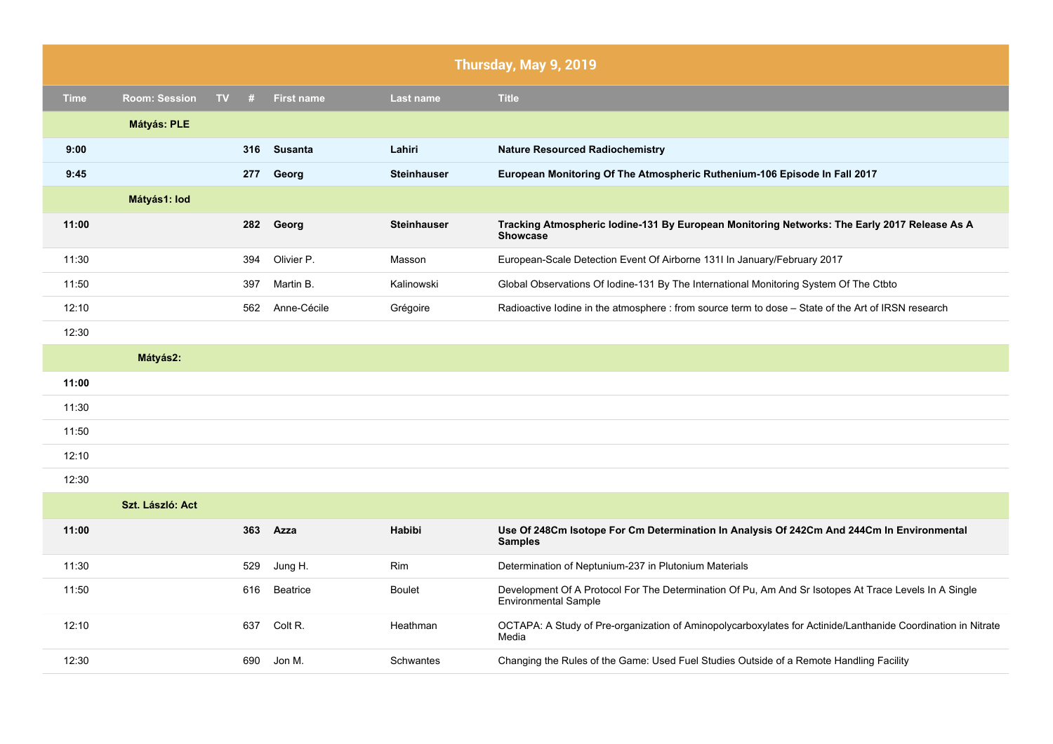| Thursday, May 9, 2019 | | | | | | |
|---|---|---|---|---|---|---|
| **Time** | **Room: Session** | **TV** | **#** | **First name** | **Last name** | **Title** |
| | **Mátyás: PLE** | | | | | |
| **9:00** | | | **316** | **Susanta** | **Lahiri** | **Nature Resourced Radiochemistry** |
| **9:45** | | | **277** | **Georg** | **Steinhauser** | **European Monitoring Of The Atmospheric Ruthenium-106 Episode In Fall 2017** |
| | **Mátyás1: Iod** | | | | | |
| **11:00** | | | **282** | **Georg** | **Steinhauser** | **Tracking Atmospheric Iodine-131 By European Monitoring Networks: The Early 2017 Release As A Showcase** |
| 11:30 | | | 394 | Olivier P. | Masson | European-Scale Detection Event Of Airborne 131I In January/February 2017 |
| 11:50 | | | 397 | Martin B. | Kalinowski | Global Observations Of Iodine-131 By The International Monitoring System Of The Ctbto |
| 12:10 | | | 562 | Anne-Cécile | Grégoire | Radioactive Iodine in the atmosphere : from source term to dose – State of the Art of IRSN research |
| 12:30 | | | | | | |
| | **Mátyás2:** | | | | | |
| **11:00** | | | | | | |
| 11:30 | | | | | | |
| 11:50 | | | | | | |
| 12:10 | | | | | | |
| 12:30 | | | | | | |
| | **Szt. László: Act** | | | | | |
| **11:00** | | | **363** | **Azza** | **Habibi** | **Use Of 248Cm Isotope For Cm Determination In Analysis Of 242Cm And 244Cm In Environmental Samples** |
| 11:30 | | | 529 | Jung H. | Rim | Determination of Neptunium-237 in Plutonium Materials |
| 11:50 | | | 616 | Beatrice | Boulet | Development Of A Protocol For The Determination Of Pu, Am And Sr Isotopes At Trace Levels In A Single Environmental Sample |
| 12:10 | | | 637 | Colt R. | Heathman | OCTAPA: A Study of Pre-organization of Aminopolycarboxylates for Actinide/Lanthanide Coordination in Nitrate Media |
| 12:30 | | | 690 | Jon M. | Schwantes | Changing the Rules of the Game: Used Fuel Studies Outside of a Remote Handling Facility |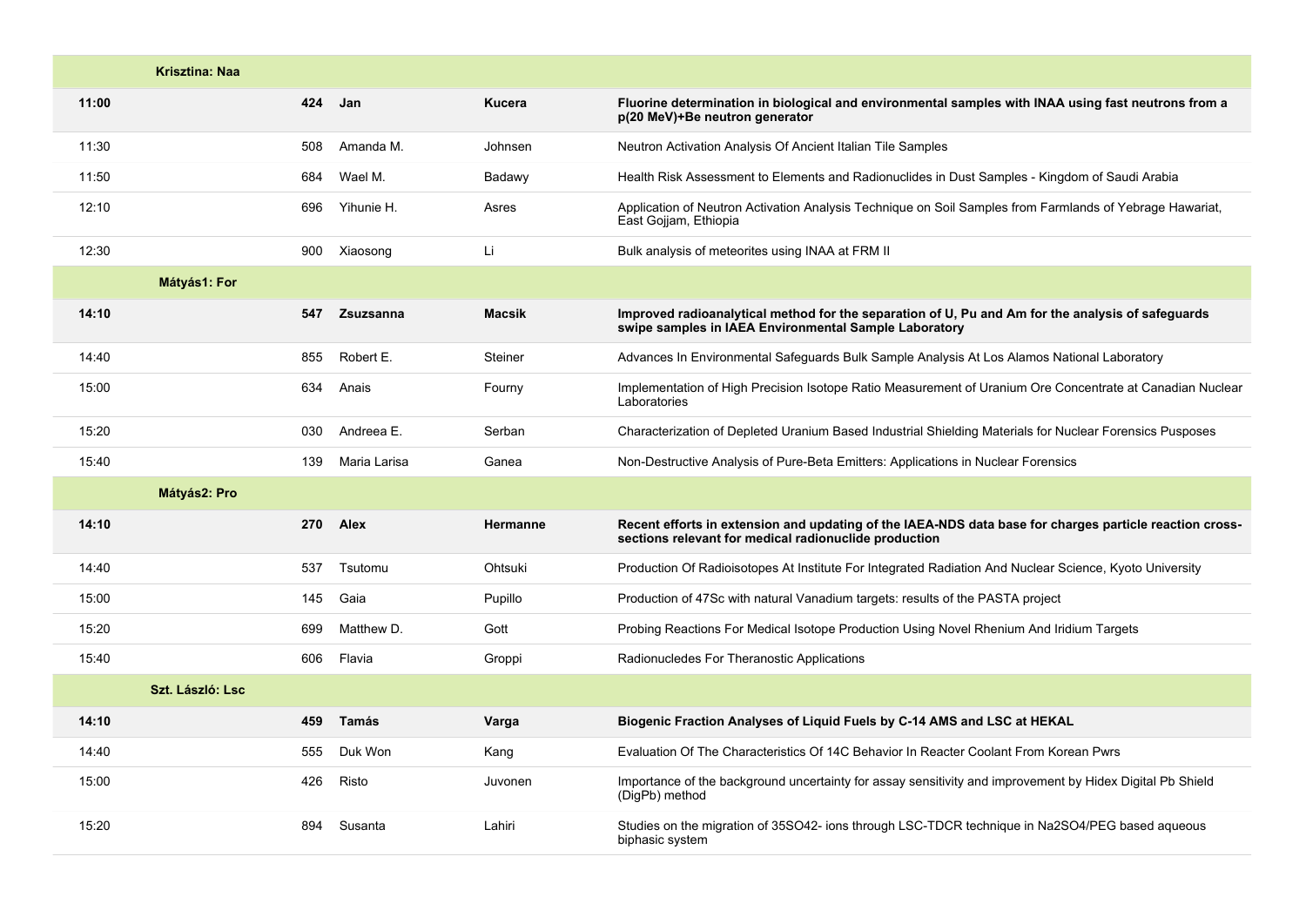| | | | | |
|---|---|---|---|---|
| **Krisztina: Naa** | | | | |
| **11:00** | **424** | **Jan** | **Kucera** | **Fluorine determination in biological and environmental samples with INAA using fast neutrons from a p(20 MeV)+Be neutron generator** |
| 11:30 | 508 | Amanda M. | Johnsen | Neutron Activation Analysis Of Ancient Italian Tile Samples |
| 11:50 | 684 | Wael M. | Badawy | Health Risk Assessment to Elements and Radionuclides in Dust Samples - Kingdom of Saudi Arabia |
| 12:10 | 696 | Yihunie H. | Asres | Application of Neutron Activation Analysis Technique on Soil Samples from Farmlands of Yebrage Hawariat, East Gojjam, Ethiopia |
| 12:30 | 900 | Xiaosong | Li | Bulk analysis of meteorites using INAA at FRM II |
| **Mátyás1: For** | | | | |
| **14:10** | **547** | **Zsuzsanna** | **Macsik** | **Improved radioanalytical method for the separation of U, Pu and Am for the analysis of safeguards swipe samples in IAEA Environmental Sample Laboratory** |
| 14:40 | 855 | Robert E. | Steiner | Advances In Environmental Safeguards Bulk Sample Analysis At Los Alamos National Laboratory |
| 15:00 | 634 | Anais | Fourny | Implementation of High Precision Isotope Ratio Measurement of Uranium Ore Concentrate at Canadian Nuclear Laboratories |
| 15:20 | 030 | Andreea E. | Serban | Characterization of Depleted Uranium Based Industrial Shielding Materials for Nuclear Forensics Pusposes |
| 15:40 | 139 | Maria Larisa | Ganea | Non-Destructive Analysis of Pure-Beta Emitters: Applications in Nuclear Forensics |
| **Mátyás2: Pro** | | | | |
| **14:10** | **270** | **Alex** | **Hermanne** | **Recent efforts in extension and updating of the IAEA-NDS data base for charges particle reaction cross-sections relevant for medical radionuclide production** |
| 14:40 | 537 | Tsutomu | Ohtsuki | Production Of Radioisotopes At Institute For Integrated Radiation And Nuclear Science, Kyoto University |
| 15:00 | 145 | Gaia | Pupillo | Production of 47Sc with natural Vanadium targets: results of the PASTA project |
| 15:20 | 699 | Matthew D. | Gott | Probing Reactions For Medical Isotope Production Using Novel Rhenium And Iridium Targets |
| 15:40 | 606 | Flavia | Groppi | Radionucledes For Theranostic Applications |
| **Szt. László: Lsc** | | | | |
| **14:10** | **459** | **Tamás** | **Varga** | **Biogenic Fraction Analyses of Liquid Fuels by C-14 AMS and LSC at HEKAL** |
| 14:40 | 555 | Duk Won | Kang | Evaluation Of The Characteristics Of 14C Behavior In Reacter Coolant From Korean Pwrs |
| 15:00 | 426 | Risto | Juvonen | Importance of the background uncertainty for assay sensitivity and improvement by Hidex Digital Pb Shield (DigPb) method |
| 15:20 | 894 | Susanta | Lahiri | Studies on the migration of 35SO42- ions through LSC-TDCR technique in Na2SO4/PEG based aqueous biphasic system |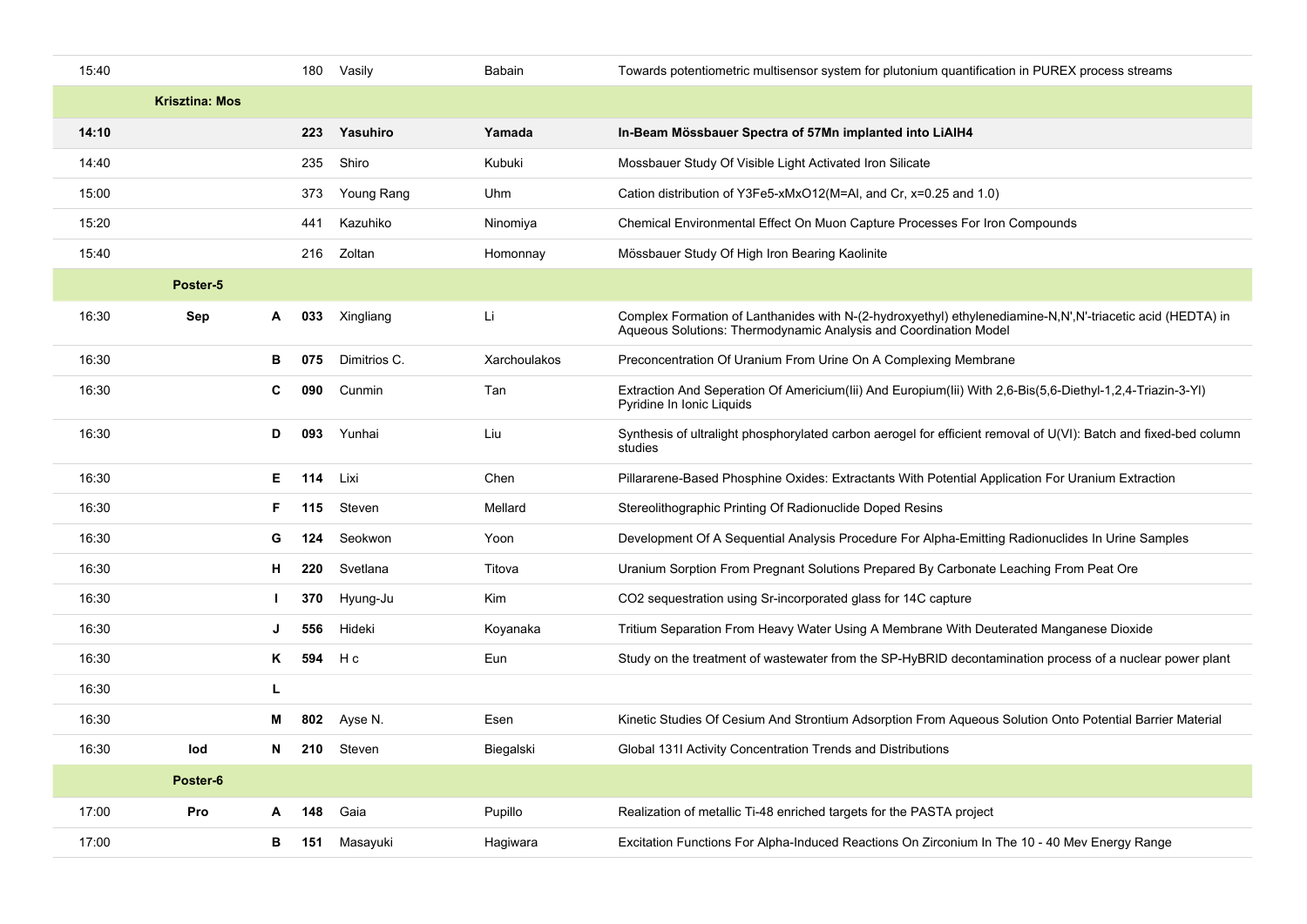| | | | | | | |
|---|---|---|---|---|---|---|
| 15:40 | | | 180 | Vasily | Babain | Towards potentiometric multisensor system for plutonium quantification in PUREX process streams |
| | **Krisztina: Mos** | | | | | |
| **14:10** | | | **223** | **Yasuhiro** | **Yamada** | **In-Beam Mössbauer Spectra of 57Mn implanted into LiAlH4** |
| 14:40 | | | 235 | Shiro | Kubuki | Mossbauer Study Of Visible Light Activated Iron Silicate |
| 15:00 | | | 373 | Young Rang | Uhm | Cation distribution of Y3Fe5-xMxO12(M=Al, and Cr, x=0.25 and 1.0) |
| 15:20 | | | 441 | Kazuhiko | Ninomiya | Chemical Environmental Effect On Muon Capture Processes For Iron Compounds |
| 15:40 | | | 216 | Zoltan | Homonnay | Mössbauer Study Of High Iron Bearing Kaolinite |
| | **Poster-5** | | | | | |
| 16:30 | **Sep** | **A** | **033** | Xingliang | Li | Complex Formation of Lanthanides with N-(2-hydroxyethyl) ethylenediamine-N,N',N'-triacetic acid (HEDTA) in Aqueous Solutions: Thermodynamic Analysis and Coordination Model |
| 16:30 | | **B** | **075** | Dimitrios C. | Xarchoulakos | Preconcentration Of Uranium From Urine On A Complexing Membrane |
| 16:30 | | **C** | **090** | Cunmin | Tan | Extraction And Seperation Of Americium(Iii) And Europium(Iii) With 2,6-Bis(5,6-Diethyl-1,2,4-Triazin-3-Yl) Pyridine In Ionic Liquids |
| 16:30 | | **D** | **093** | Yunhai | Liu | Synthesis of ultralight phosphorylated carbon aerogel for efficient removal of U(VI): Batch and fixed-bed column studies |
| 16:30 | | **E** | **114** | Lixi | Chen | Pillararene-Based Phosphine Oxides: Extractants With Potential Application For Uranium Extraction |
| 16:30 | | **F** | **115** | Steven | Mellard | Stereolithographic Printing Of Radionuclide Doped Resins |
| 16:30 | | **G** | **124** | Seokwon | Yoon | Development Of A Sequential Analysis Procedure For Alpha-Emitting Radionuclides In Urine Samples |
| 16:30 | | **H** | **220** | Svetlana | Titova | Uranium Sorption From Pregnant Solutions Prepared By Carbonate Leaching From Peat Ore |
| 16:30 | | **I** | **370** | Hyung-Ju | Kim | CO2 sequestration using Sr-incorporated glass for 14C capture |
| 16:30 | | **J** | **556** | Hideki | Koyanaka | Tritium Separation From Heavy Water Using A Membrane With Deuterated Manganese Dioxide |
| 16:30 | | **K** | **594** | H c | Eun | Study on the treatment of wastewater from the SP-HyBRID decontamination process of a nuclear power plant |
| 16:30 | | **L** | | | | |
| 16:30 | | **M** | **802** | Ayse N. | Esen | Kinetic Studies Of Cesium And Strontium Adsorption From Aqueous Solution Onto Potential Barrier Material |
| 16:30 | **Iod** | **N** | **210** | Steven | Biegalski | Global 131I Activity Concentration Trends and Distributions |
| | **Poster-6** | | | | | |
| 17:00 | **Pro** | **A** | **148** | Gaia | Pupillo | Realization of metallic Ti-48 enriched targets for the PASTA project |
| 17:00 | | **B** | **151** | Masayuki | Hagiwara | Excitation Functions For Alpha-Induced Reactions On Zirconium In The 10 - 40 Mev Energy Range |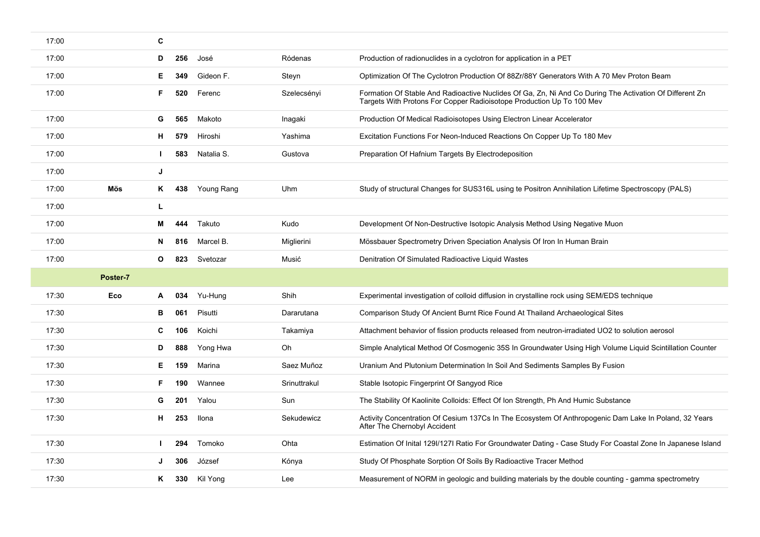| | | | | | | |
|---|---|---|---|---|---|---|
| 17:00 | | **C** | | | | |
| 17:00 | | **D** | **256** | José | Ródenas | Production of radionuclides in a cyclotron for application in a PET |
| 17:00 | | **E** | **349** | Gideon F. | Steyn | Optimization Of The Cyclotron Production Of 88Zr/88Y Generators With A 70 Mev Proton Beam |
| 17:00 | | **F** | **520** | Ferenc | Szelecsényi | Formation Of Stable And Radioactive Nuclides Of Ga, Zn, Ni And Co During The Activation Of Different Zn Targets With Protons For Copper Radioisotope Production Up To 100 Mev |
| 17:00 | | **G** | **565** | Makoto | Inagaki | Production Of Medical Radioisotopes Using Electron Linear Accelerator |
| 17:00 | | **H** | **579** | Hiroshi | Yashima | Excitation Functions For Neon-Induced Reactions On Copper Up To 180 Mev |
| 17:00 | | **I** | **583** | Natalia S. | Gustova | Preparation Of Hafnium Targets By Electrodeposition |
| 17:00 | | **J** | | | | |
| 17:00 | **Mös** | **K** | **438** | Young Rang | Uhm | Study of structural Changes for SUS316L using te Positron Annihilation Lifetime Spectroscopy (PALS) |
| 17:00 | | **L** | | | | |
| 17:00 | | **M** | **444** | Takuto | Kudo | Development Of Non-Destructive Isotopic Analysis Method Using Negative Muon |
| 17:00 | | **N** | **816** | Marcel B. | Miglierini | Mössbauer Spectrometry Driven Speciation Analysis Of Iron In Human Brain |
| 17:00 | | **O** | **823** | Svetozar | Musić | Denitration Of Simulated Radioactive Liquid Wastes |
| | **Poster-7** | | | | | |
| 17:30 | **Eco** | **A** | **034** | Yu-Hung | Shih | Experimental investigation of colloid diffusion in crystalline rock using SEM/EDS technique |
| 17:30 | | **B** | **061** | Pisutti | Dararutana | Comparison Study Of Ancient Burnt Rice Found At Thailand Archaeological Sites |
| 17:30 | | **C** | **106** | Koichi | Takamiya | Attachment behavior of fission products released from neutron-irradiated UO2 to solution aerosol |
| 17:30 | | **D** | **888** | Yong Hwa | Oh | Simple Analytical Method Of Cosmogenic 35S In Groundwater Using High Volume Liquid Scintillation Counter |
| 17:30 | | **E** | **159** | Marina | Saez Muñoz | Uranium And Plutonium Determination In Soil And Sediments Samples By Fusion |
| 17:30 | | **F** | **190** | Wannee | Srinuttrakul | Stable Isotopic Fingerprint Of Sangyod Rice |
| 17:30 | | **G** | **201** | Yalou | Sun | The Stability Of Kaolinite Colloids: Effect Of Ion Strength, Ph And Humic Substance |
| 17:30 | | **H** | **253** | Ilona | Sekudewicz | Activity Concentration Of Cesium 137Cs In The Ecosystem Of Anthropogenic Dam Lake In Poland, 32 Years After The Chernobyl Accident |
| 17:30 | | **I** | **294** | Tomoko | Ohta | Estimation Of Inital 129I/127I Ratio For Groundwater Dating - Case Study For Coastal Zone In Japanese Island |
| 17:30 | | **J** | **306** | József | Kónya | Study Of Phosphate Sorption Of Soils By Radioactive Tracer Method |
| 17:30 | | **K** | **330** | Kil Yong | Lee | Measurement of NORM in geologic and building materials by the double counting - gamma spectrometry |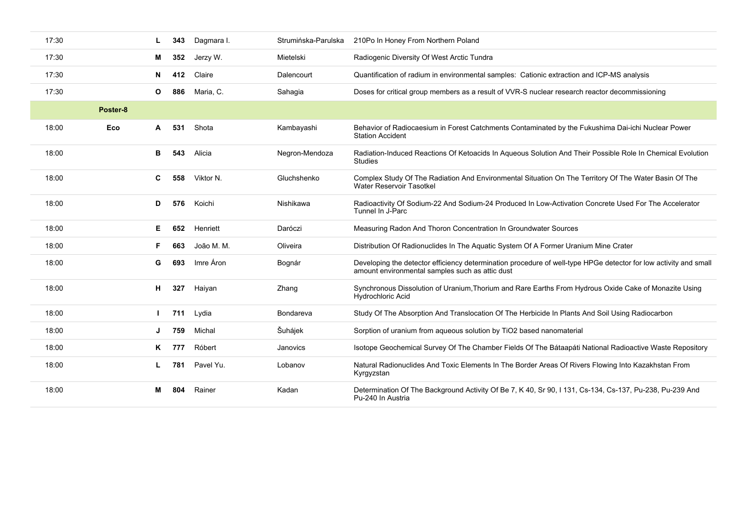| | | | | | | |
|---|---|---|---|---|---|---|
| 17:30 | | L | 343 | Dagmara I. | Strumińska-Parulska | 210Po In Honey From Northern Poland |
| 17:30 | | M | 352 | Jerzy W. | Mietelski | Radiogenic Diversity Of West Arctic Tundra |
| 17:30 | | N | 412 | Claire | Dalencourt | Quantification of radium in environmental samples: Cationic extraction and ICP-MS analysis |
| 17:30 | | O | 886 | Maria, C. | Sahagia | Doses for critical group members as a result of VVR-S nuclear research reactor decommissioning |
| | **Poster-8** | | | | | |
| 18:00 | **Eco** | A | 531 | Shota | Kambayashi | Behavior of Radiocaesium in Forest Catchments Contaminated by the Fukushima Dai-ichi Nuclear Power Station Accident |
| 18:00 | | B | 543 | Alicia | Negron-Mendoza | Radiation-Induced Reactions Of Ketoacids In Aqueous Solution And Their Possible Role In Chemical Evolution Studies |
| 18:00 | | C | 558 | Viktor N. | Gluchshenko | Complex Study Of The Radiation And Environmental Situation On The Territory Of The Water Basin Of The Water Reservoir Tasotkel |
| 18:00 | | D | 576 | Koichi | Nishikawa | Radioactivity Of Sodium-22 And Sodium-24 Produced In Low-Activation Concrete Used For The Accelerator Tunnel In J-Parc |
| 18:00 | | E | 652 | Henriett | Daróczi | Measuring Radon And Thoron Concentration In Groundwater Sources |
| 18:00 | | F | 663 | João M. M. | Oliveira | Distribution Of Radionuclides In The Aquatic System Of A Former Uranium Mine Crater |
| 18:00 | | G | 693 | Imre Áron | Bognár | Developing the detector efficiency determination procedure of well-type HPGe detector for low activity and small amount environmental samples such as attic dust |
| 18:00 | | H | 327 | Haiyan | Zhang | Synchronous Dissolution of Uranium,Thorium and Rare Earths From Hydrous Oxide Cake of Monazite Using Hydrochloric Acid |
| 18:00 | | I | 711 | Lydia | Bondareva | Study Of The Absorption And Translocation Of The Herbicide In Plants And Soil Using Radiocarbon |
| 18:00 | | J | 759 | Michal | Šuhájek | Sorption of uranium from aqueous solution by TiO2 based nanomaterial |
| 18:00 | | K | 777 | Róbert | Janovics | Isotope Geochemical Survey Of The Chamber Fields Of The Bátaapáti National Radioactive Waste Repository |
| 18:00 | | L | 781 | Pavel Yu. | Lobanov | Natural Radionuclides And Toxic Elements In The Border Areas Of Rivers Flowing Into Kazakhstan From Kyrgyzstan |
| 18:00 | | M | 804 | Rainer | Kadan | Determination Of The Background Activity Of Be 7, K 40, Sr 90, I 131, Cs-134, Cs-137, Pu-238, Pu-239 And Pu-240 In Austria |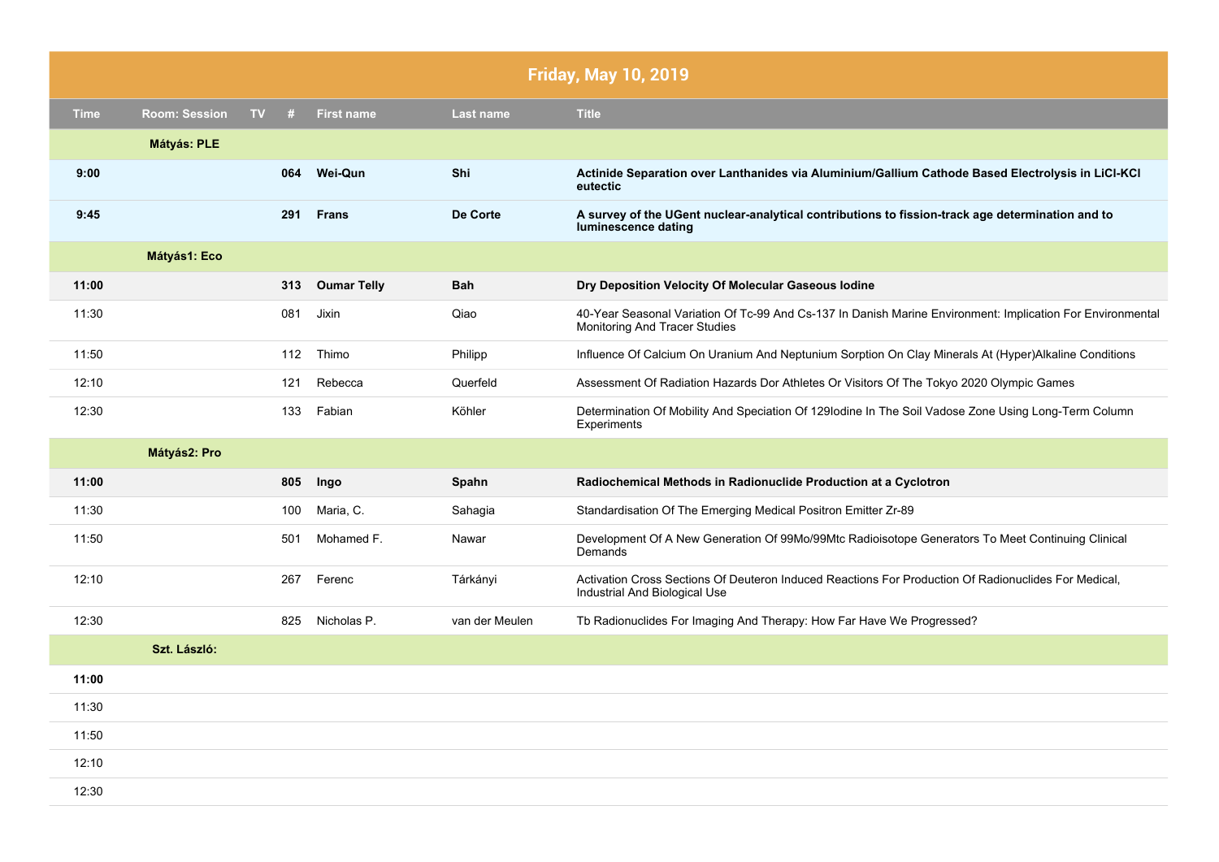| Friday, May 10, 2019 | | | | | | |
|---|---|---|---|---|---|---|
| **Time** | **Room: Session** | **TV** | **#** | **First name** | **Last name** | **Title** |
| | **Mátyás: PLE** | | | | | |
| **9:00** | | | **064** | **Wei-Qun** | **Shi** | **Actinide Separation over Lanthanides via Aluminium/Gallium Cathode Based Electrolysis in LiCl-KCl eutectic** |
| **9:45** | | | **291** | **Frans** | **De Corte** | **A survey of the UGent nuclear-analytical contributions to fission-track age determination and to luminescence dating** |
| | **Mátyás1: Eco** | | | | | |
| **11:00** | | | **313** | **Oumar Telly** | **Bah** | **Dry Deposition Velocity Of Molecular Gaseous Iodine** |
| 11:30 | | | 081 | Jixin | Qiao | 40-Year Seasonal Variation Of Tc-99 And Cs-137 In Danish Marine Environment: Implication For Environmental Monitoring And Tracer Studies |
| 11:50 | | | 112 | Thimo | Philipp | Influence Of Calcium On Uranium And Neptunium Sorption On Clay Minerals At (Hyper)Alkaline Conditions |
| 12:10 | | | 121 | Rebecca | Querfeld | Assessment Of Radiation Hazards Dor Athletes Or Visitors Of The Tokyo 2020 Olympic Games |
| 12:30 | | | 133 | Fabian | Köhler | Determination Of Mobility And Speciation Of 129Iodine In The Soil Vadose Zone Using Long-Term Column Experiments |
| | **Mátyás2: Pro** | | | | | |
| **11:00** | | | **805** | **Ingo** | **Spahn** | **Radiochemical Methods in Radionuclide Production at a Cyclotron** |
| 11:30 | | | 100 | Maria, C. | Sahagia | Standardisation Of The Emerging Medical Positron Emitter Zr-89 |
| 11:50 | | | 501 | Mohamed F. | Nawar | Development Of A New Generation Of 99Mo/99Mtc Radioisotope Generators To Meet Continuing Clinical Demands |
| 12:10 | | | 267 | Ferenc | Tárkányi | Activation Cross Sections Of Deuteron Induced Reactions For Production Of Radionuclides For Medical, Industrial And Biological Use |
| 12:30 | | | 825 | Nicholas P. | van der Meulen | Tb Radionuclides For Imaging And Therapy: How Far Have We Progressed? |
| | **Szt. László:** | | | | | |
| **11:00** | | | | | | |
| 11:30 | | | | | | |
| 11:50 | | | | | | |
| 12:10 | | | | | | |
| 12:30 | | | | | | |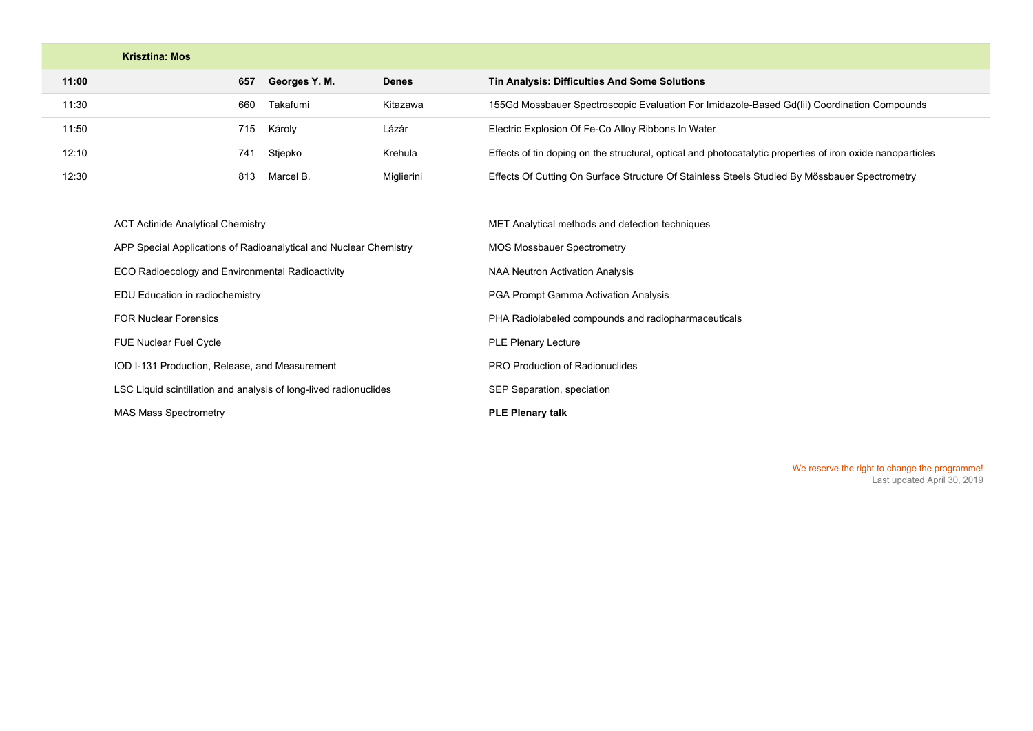**Krisztina: Mos**

| | | | | |
|---|---|---|---|---|
| **11:00** | **657** | **Georges Y. M.** | **Denes** | **Tin Analysis: Difficulties And Some Solutions** |
| 11:30 | 660 | Takafumi | Kitazawa | 155Gd Mossbauer Spectroscopic Evaluation For Imidazole-Based Gd(Iii) Coordination Compounds |
| 11:50 | 715 | Károly | Lázár | Electric Explosion Of Fe-Co Alloy Ribbons In Water |
| 12:10 | 741 | Stjepko | Krehula | Effects of tin doping on the structural, optical and photocatalytic properties of iron oxide nanoparticles |
| 12:30 | 813 | Marcel B. | Miglierini | Effects Of Cutting On Surface Structure Of Stainless Steels Studied By Mössbauer Spectrometry |

| | |
|---|---|
| ACT Actinide Analytical Chemistry | MET Analytical methods and detection techniques |
| APP Special Applications of Radioanalytical and Nuclear Chemistry | MOS Mossbauer Spectrometry |
| ECO Radioecology and Environmental Radioactivity | NAA Neutron Activation Analysis |
| EDU Education in radiochemistry | PGA Prompt Gamma Activation Analysis |
| FOR Nuclear Forensics | PHA Radiolabeled compounds and radiopharmaceuticals |
| FUE Nuclear Fuel Cycle | PLE Plenary Lecture |
| IOD I-131 Production, Release, and Measurement | PRO Production of Radionuclides |
| LSC Liquid scintillation and analysis of long-lived radionuclides | SEP Separation, speciation |
| MAS Mass Spectrometry | **PLE Plenary talk** |

We reserve the right to change the programme!
Last updated April 30, 2019